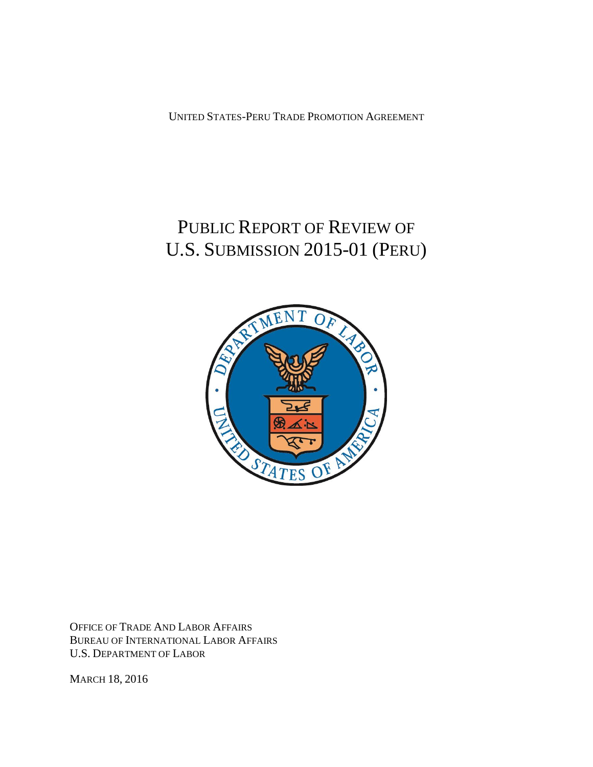UNITED STATES-PERU TRADE PROMOTION AGREEMENT

# PUBLIC REPORT OF REVIEW OF U.S. SUBMISSION 2015-01 (PERU)

OFFICE OF TRADE AND LABOR AFFAIRS
BUREAU OF INTERNATIONAL LABOR AFFAIRS
U.S. DEPARTMENT OF LABOR

MARCH 18, 2016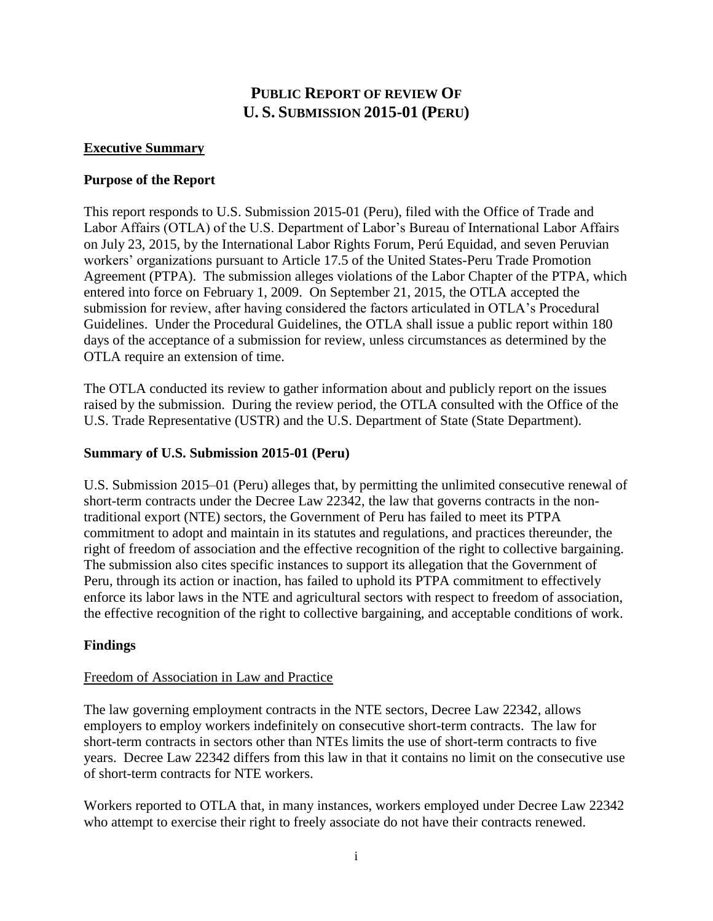# PUBLIC REPORT OF REVIEW OF U. S. SUBMISSION 2015-01 (PERU)

## Executive Summary

### Purpose of the Report

This report responds to U.S. Submission 2015-01 (Peru), filed with the Office of Trade and Labor Affairs (OTLA) of the U.S. Department of Labor's Bureau of International Labor Affairs on July 23, 2015, by the International Labor Rights Forum, Perú Equidad, and seven Peruvian workers' organizations pursuant to Article 17.5 of the United States-Peru Trade Promotion Agreement (PTPA). The submission alleges violations of the Labor Chapter of the PTPA, which entered into force on February 1, 2009. On September 21, 2015, the OTLA accepted the submission for review, after having considered the factors articulated in OTLA's Procedural Guidelines. Under the Procedural Guidelines, the OTLA shall issue a public report within 180 days of the acceptance of a submission for review, unless circumstances as determined by the OTLA require an extension of time.

The OTLA conducted its review to gather information about and publicly report on the issues raised by the submission. During the review period, the OTLA consulted with the Office of the U.S. Trade Representative (USTR) and the U.S. Department of State (State Department).

### Summary of U.S. Submission 2015-01 (Peru)

U.S. Submission 2015–01 (Peru) alleges that, by permitting the unlimited consecutive renewal of short-term contracts under the Decree Law 22342, the law that governs contracts in the non-traditional export (NTE) sectors, the Government of Peru has failed to meet its PTPA commitment to adopt and maintain in its statutes and regulations, and practices thereunder, the right of freedom of association and the effective recognition of the right to collective bargaining. The submission also cites specific instances to support its allegation that the Government of Peru, through its action or inaction, has failed to uphold its PTPA commitment to effectively enforce its labor laws in the NTE and agricultural sectors with respect to freedom of association, the effective recognition of the right to collective bargaining, and acceptable conditions of work.

### Findings

Freedom of Association in Law and Practice

The law governing employment contracts in the NTE sectors, Decree Law 22342, allows employers to employ workers indefinitely on consecutive short-term contracts. The law for short-term contracts in sectors other than NTEs limits the use of short-term contracts to five years. Decree Law 22342 differs from this law in that it contains no limit on the consecutive use of short-term contracts for NTE workers.

Workers reported to OTLA that, in many instances, workers employed under Decree Law 22342 who attempt to exercise their right to freely associate do not have their contracts renewed.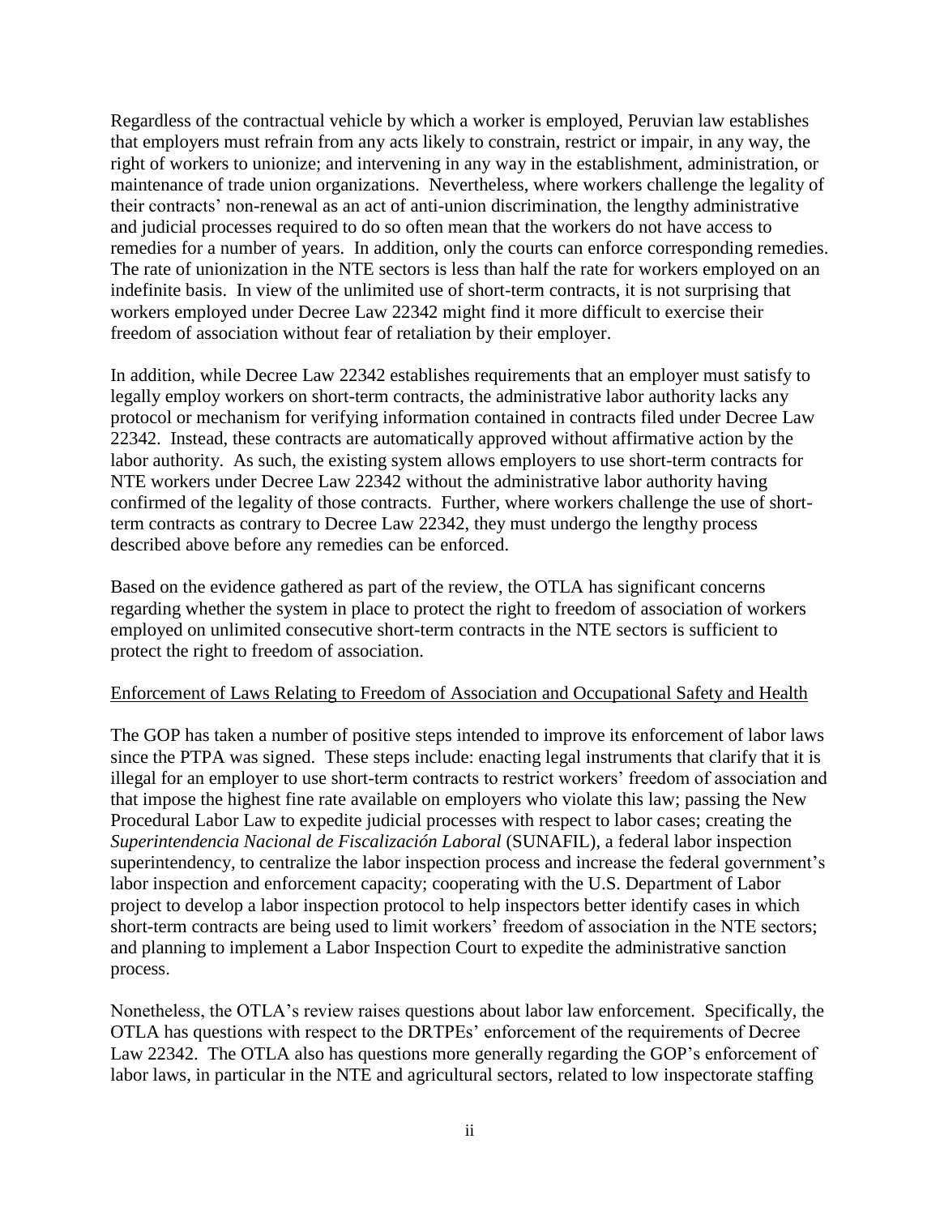Regardless of the contractual vehicle by which a worker is employed, Peruvian law establishes that employers must refrain from any acts likely to constrain, restrict or impair, in any way, the right of workers to unionize; and intervening in any way in the establishment, administration, or maintenance of trade union organizations. Nevertheless, where workers challenge the legality of their contracts' non-renewal as an act of anti-union discrimination, the lengthy administrative and judicial processes required to do so often mean that the workers do not have access to remedies for a number of years. In addition, only the courts can enforce corresponding remedies. The rate of unionization in the NTE sectors is less than half the rate for workers employed on an indefinite basis. In view of the unlimited use of short-term contracts, it is not surprising that workers employed under Decree Law 22342 might find it more difficult to exercise their freedom of association without fear of retaliation by their employer.

In addition, while Decree Law 22342 establishes requirements that an employer must satisfy to legally employ workers on short-term contracts, the administrative labor authority lacks any protocol or mechanism for verifying information contained in contracts filed under Decree Law 22342. Instead, these contracts are automatically approved without affirmative action by the labor authority. As such, the existing system allows employers to use short-term contracts for NTE workers under Decree Law 22342 without the administrative labor authority having confirmed of the legality of those contracts. Further, where workers challenge the use of short-term contracts as contrary to Decree Law 22342, they must undergo the lengthy process described above before any remedies can be enforced.

Based on the evidence gathered as part of the review, the OTLA has significant concerns regarding whether the system in place to protect the right to freedom of association of workers employed on unlimited consecutive short-term contracts in the NTE sectors is sufficient to protect the right to freedom of association.

<u>Enforcement of Laws Relating to Freedom of Association and Occupational Safety and Health</u>

The GOP has taken a number of positive steps intended to improve its enforcement of labor laws since the PTPA was signed. These steps include: enacting legal instruments that clarify that it is illegal for an employer to use short-term contracts to restrict workers' freedom of association and that impose the highest fine rate available on employers who violate this law; passing the New Procedural Labor Law to expedite judicial processes with respect to labor cases; creating the *Superintendencia Nacional de Fiscalización Laboral* (SUNAFIL), a federal labor inspection superintendency, to centralize the labor inspection process and increase the federal government's labor inspection and enforcement capacity; cooperating with the U.S. Department of Labor project to develop a labor inspection protocol to help inspectors better identify cases in which short-term contracts are being used to limit workers' freedom of association in the NTE sectors; and planning to implement a Labor Inspection Court to expedite the administrative sanction process.

Nonetheless, the OTLA's review raises questions about labor law enforcement. Specifically, the OTLA has questions with respect to the DRTPEs' enforcement of the requirements of Decree Law 22342. The OTLA also has questions more generally regarding the GOP's enforcement of labor laws, in particular in the NTE and agricultural sectors, related to low inspectorate staffing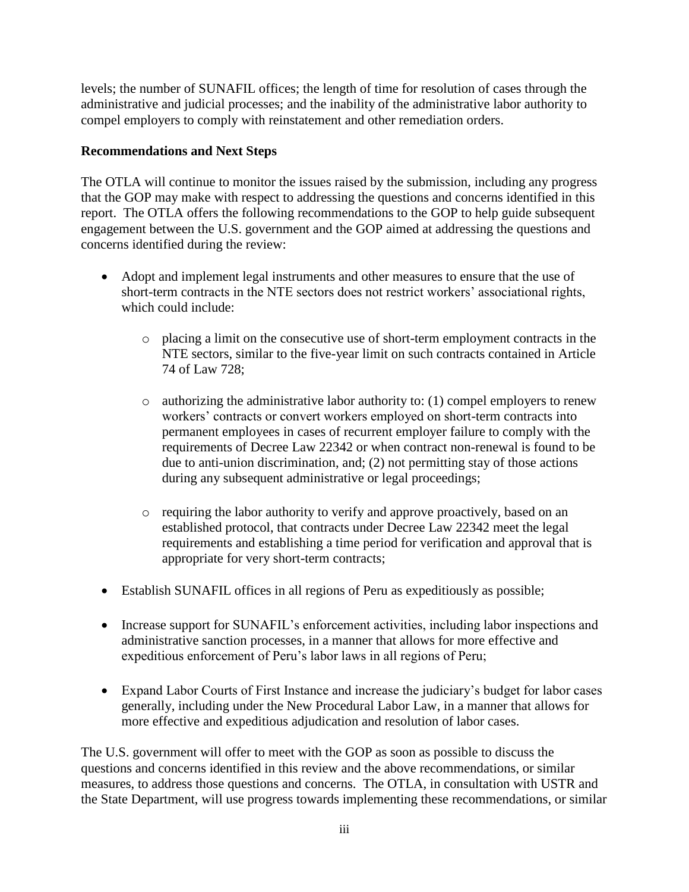levels; the number of SUNAFIL offices; the length of time for resolution of cases through the administrative and judicial processes; and the inability of the administrative labor authority to compel employers to comply with reinstatement and other remediation orders.

**Recommendations and Next Steps**

The OTLA will continue to monitor the issues raised by the submission, including any progress that the GOP may make with respect to addressing the questions and concerns identified in this report. The OTLA offers the following recommendations to the GOP to help guide subsequent engagement between the U.S. government and the GOP aimed at addressing the questions and concerns identified during the review:

- Adopt and implement legal instruments and other measures to ensure that the use of short-term contracts in the NTE sectors does not restrict workers' associational rights, which could include:
    - placing a limit on the consecutive use of short-term employment contracts in the NTE sectors, similar to the five-year limit on such contracts contained in Article 74 of Law 728;
    - authorizing the administrative labor authority to: (1) compel employers to renew workers' contracts or convert workers employed on short-term contracts into permanent employees in cases of recurrent employer failure to comply with the requirements of Decree Law 22342 or when contract non-renewal is found to be due to anti-union discrimination, and; (2) not permitting stay of those actions during any subsequent administrative or legal proceedings;
    - requiring the labor authority to verify and approve proactively, based on an established protocol, that contracts under Decree Law 22342 meet the legal requirements and establishing a time period for verification and approval that is appropriate for very short-term contracts;
- Establish SUNAFIL offices in all regions of Peru as expeditiously as possible;
- Increase support for SUNAFIL's enforcement activities, including labor inspections and administrative sanction processes, in a manner that allows for more effective and expeditious enforcement of Peru's labor laws in all regions of Peru;
- Expand Labor Courts of First Instance and increase the judiciary's budget for labor cases generally, including under the New Procedural Labor Law, in a manner that allows for more effective and expeditious adjudication and resolution of labor cases.

The U.S. government will offer to meet with the GOP as soon as possible to discuss the questions and concerns identified in this review and the above recommendations, or similar measures, to address those questions and concerns. The OTLA, in consultation with USTR and the State Department, will use progress towards implementing these recommendations, or similar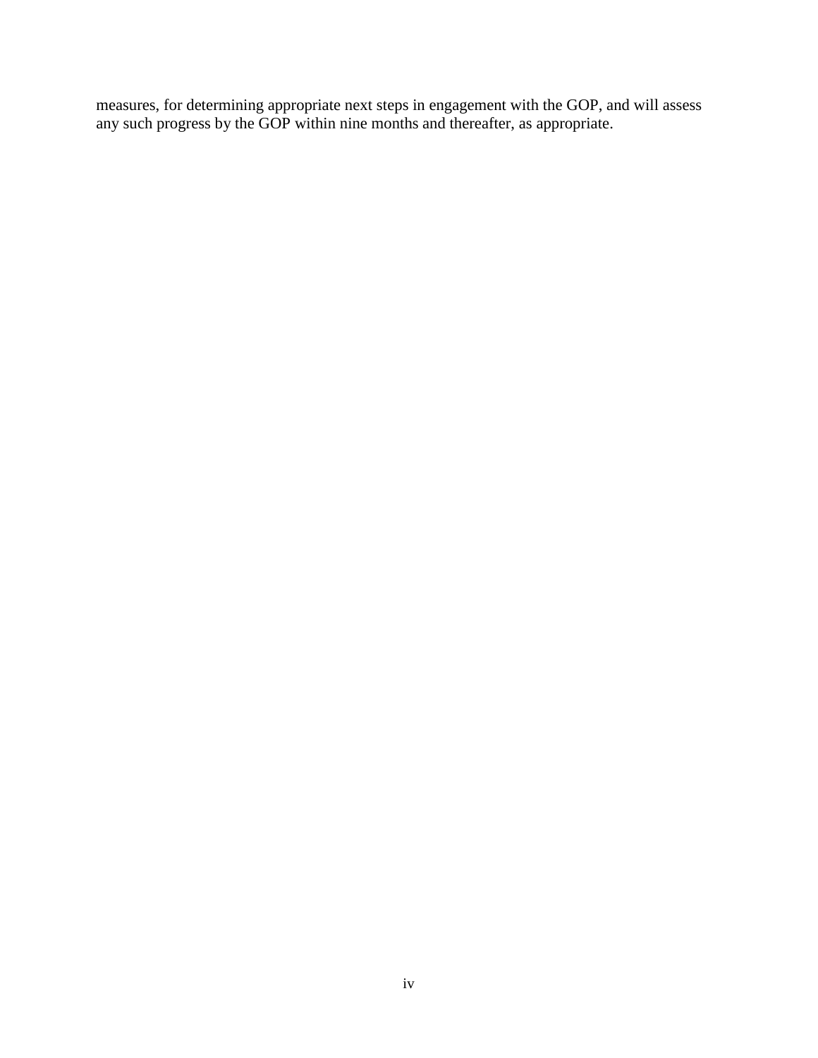measures, for determining appropriate next steps in engagement with the GOP, and will assess any such progress by the GOP within nine months and thereafter, as appropriate.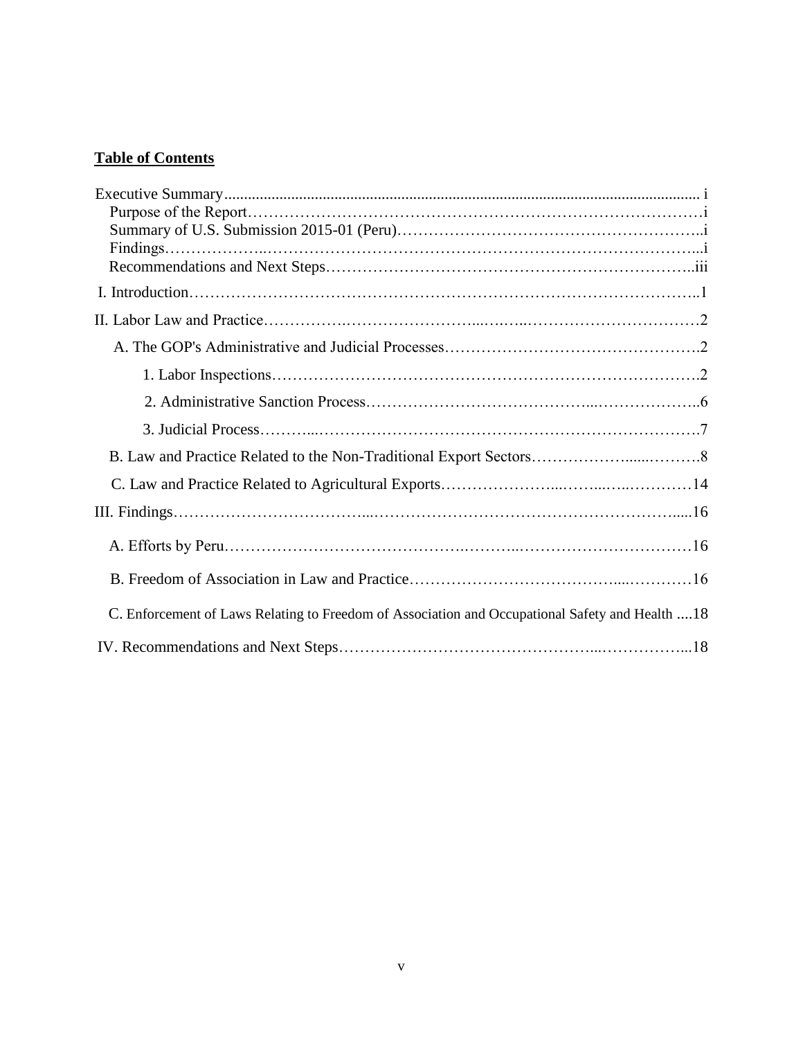**Table of Contents**

Executive Summary ............................................................................................ i
- Purpose of the Report ............................................................................ i
- Summary of U.S. Submission 2015-01 (Peru) ........................................ i
- Findings .................................................................................................. i
- Recommendations and Next Steps .......................................................... iii

I. Introduction ........................................................................................ 1

II. Labor Law and Practice ........................................................................ 2

- A. The GOP's Administrative and Judicial Processes ................................ 2
  - 1. Labor Inspections ........................................................................ 2
  - 2. Administrative Sanction Process ..................................................... 6
  - 3. Judicial Process ............................................................................ 7
- B. Law and Practice Related to the Non-Traditional Export Sectors ........... 8
- C. Law and Practice Related to Agricultural Exports ................................ 14

III. Findings ............................................................................................ 16

- A. Efforts by Peru .................................................................................. 16
- B. Freedom of Association in Law and Practice ...................................... 16
- C. Enforcement of Laws Relating to Freedom of Association and Occupational Safety and Health .... 18

IV. Recommendations and Next Steps ......................................................... 18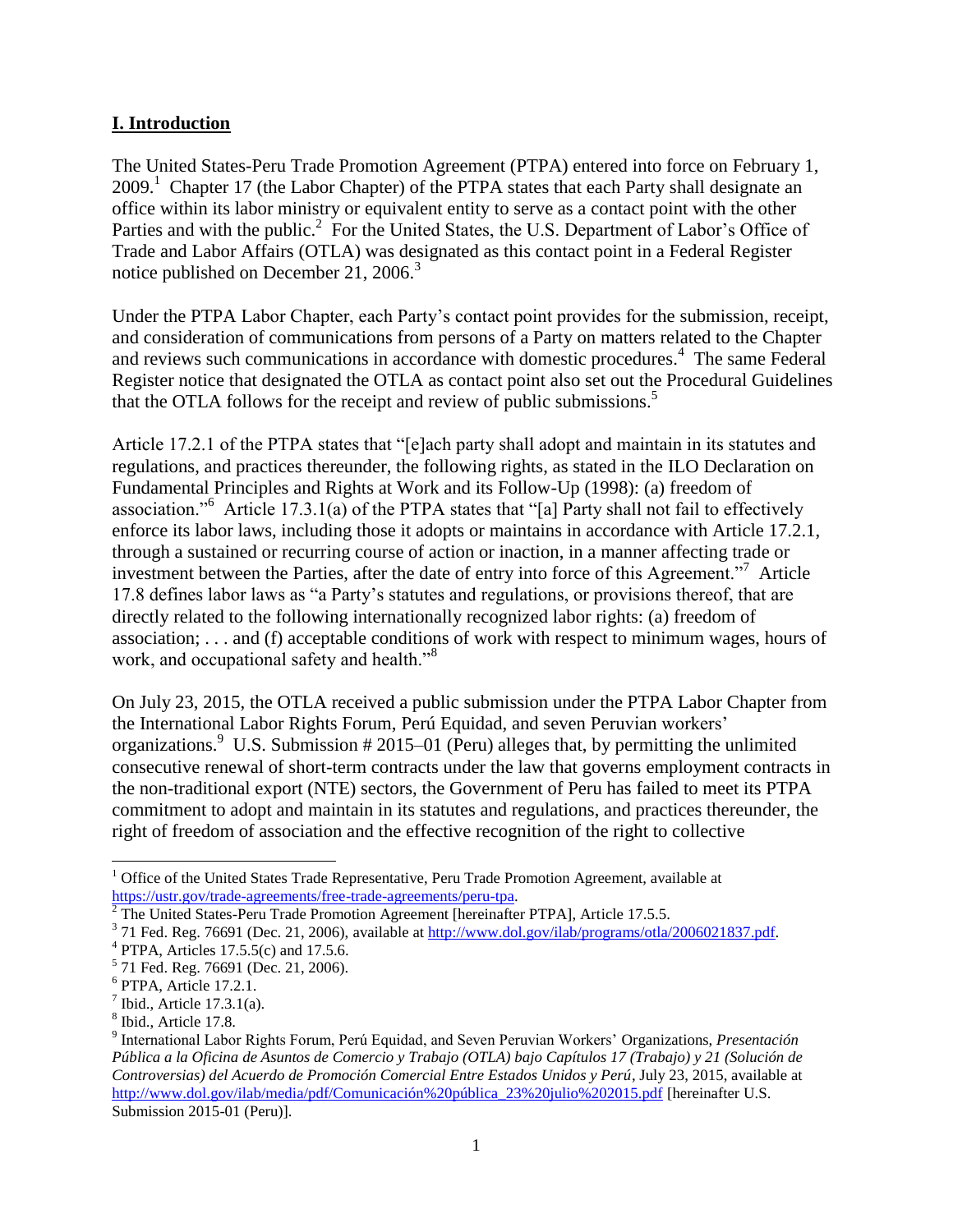## I. Introduction

The United States-Peru Trade Promotion Agreement (PTPA) entered into force on February 1, 2009.[1] Chapter 17 (the Labor Chapter) of the PTPA states that each Party shall designate an office within its labor ministry or equivalent entity to serve as a contact point with the other Parties and with the public.[2] For the United States, the U.S. Department of Labor's Office of Trade and Labor Affairs (OTLA) was designated as this contact point in a Federal Register notice published on December 21, 2006.[3]

Under the PTPA Labor Chapter, each Party's contact point provides for the submission, receipt, and consideration of communications from persons of a Party on matters related to the Chapter and reviews such communications in accordance with domestic procedures.[4] The same Federal Register notice that designated the OTLA as contact point also set out the Procedural Guidelines that the OTLA follows for the receipt and review of public submissions.[5]

Article 17.2.1 of the PTPA states that "[e]ach party shall adopt and maintain in its statutes and regulations, and practices thereunder, the following rights, as stated in the ILO Declaration on Fundamental Principles and Rights at Work and its Follow-Up (1998): (a) freedom of association."[6] Article 17.3.1(a) of the PTPA states that "[a] Party shall not fail to effectively enforce its labor laws, including those it adopts or maintains in accordance with Article 17.2.1, through a sustained or recurring course of action or inaction, in a manner affecting trade or investment between the Parties, after the date of entry into force of this Agreement."[7] Article 17.8 defines labor laws as "a Party's statutes and regulations, or provisions thereof, that are directly related to the following internationally recognized labor rights: (a) freedom of association; . . . and (f) acceptable conditions of work with respect to minimum wages, hours of work, and occupational safety and health."[8]

On July 23, 2015, the OTLA received a public submission under the PTPA Labor Chapter from the International Labor Rights Forum, Perú Equidad, and seven Peruvian workers' organizations.[9] U.S. Submission # 2015–01 (Peru) alleges that, by permitting the unlimited consecutive renewal of short-term contracts under the law that governs employment contracts in the non-traditional export (NTE) sectors, the Government of Peru has failed to meet its PTPA commitment to adopt and maintain in its statutes and regulations, and practices thereunder, the right of freedom of association and the effective recognition of the right to collective

---

[1] Office of the United States Trade Representative, Peru Trade Promotion Agreement, available at https://ustr.gov/trade-agreements/free-trade-agreements/peru-tpa.

[2] The United States-Peru Trade Promotion Agreement [hereinafter PTPA], Article 17.5.5.

[3] 71 Fed. Reg. 76691 (Dec. 21, 2006), available at http://www.dol.gov/ilab/programs/otla/2006021837.pdf.

[4] PTPA, Articles 17.5.5(c) and 17.5.6.

[5] 71 Fed. Reg. 76691 (Dec. 21, 2006).

[6] PTPA, Article 17.2.1.

[7] Ibid., Article 17.3.1(a).

[8] Ibid., Article 17.8.

[9] International Labor Rights Forum, Perú Equidad, and Seven Peruvian Workers' Organizations, *Presentación Pública a la Oficina de Asuntos de Comercio y Trabajo (OTLA) bajo Capítulos 17 (Trabajo) y 21 (Solución de Controversias) del Acuerdo de Promoción Comercial Entre Estados Unidos y Perú*, July 23, 2015, available at http://www.dol.gov/ilab/media/pdf/Comunicación%20pública_23%20julio%202015.pdf [hereinafter U.S. Submission 2015-01 (Peru)].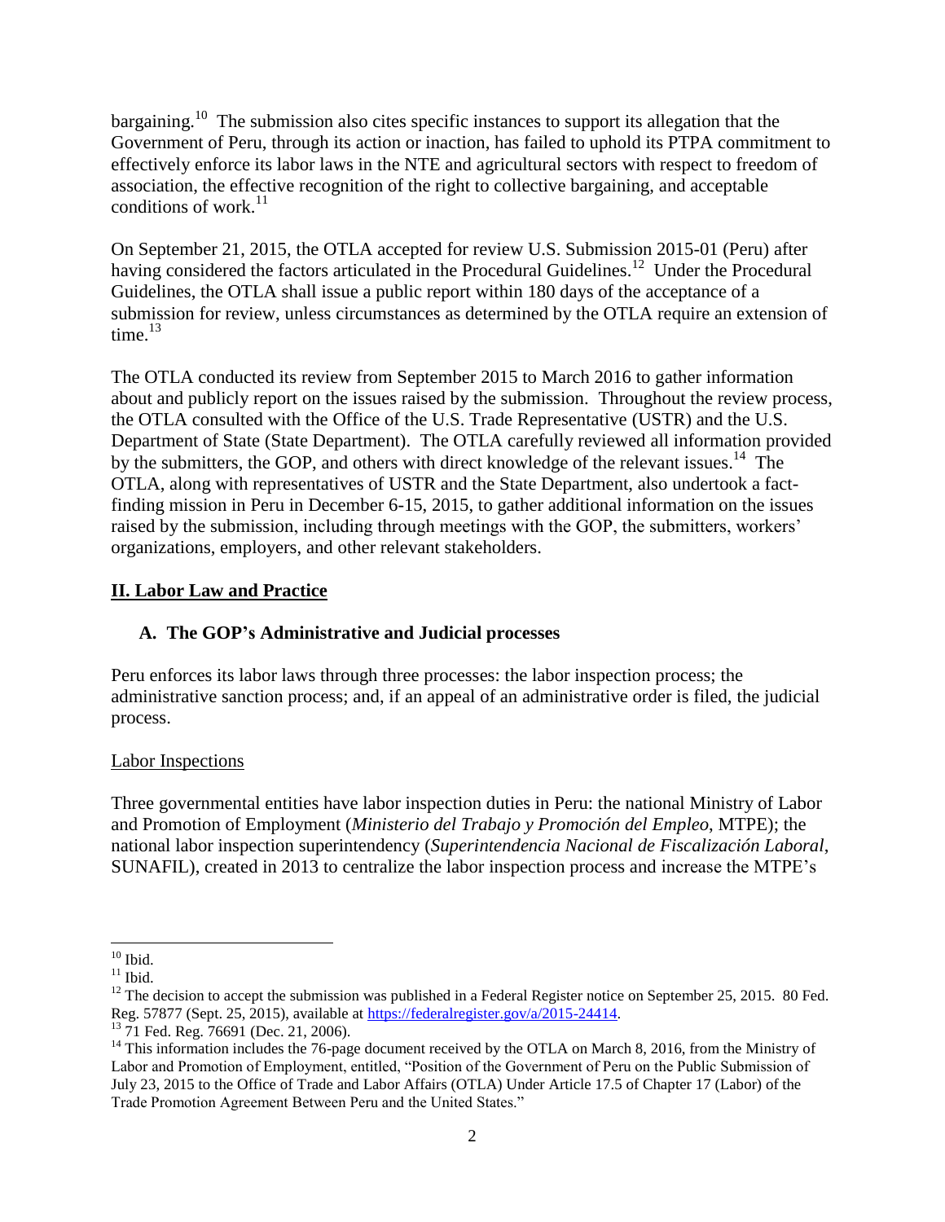bargaining.[10] The submission also cites specific instances to support its allegation that the Government of Peru, through its action or inaction, has failed to uphold its PTPA commitment to effectively enforce its labor laws in the NTE and agricultural sectors with respect to freedom of association, the effective recognition of the right to collective bargaining, and acceptable conditions of work.[11]

On September 21, 2015, the OTLA accepted for review U.S. Submission 2015-01 (Peru) after having considered the factors articulated in the Procedural Guidelines.[12] Under the Procedural Guidelines, the OTLA shall issue a public report within 180 days of the acceptance of a submission for review, unless circumstances as determined by the OTLA require an extension of time.[13]

The OTLA conducted its review from September 2015 to March 2016 to gather information about and publicly report on the issues raised by the submission. Throughout the review process, the OTLA consulted with the Office of the U.S. Trade Representative (USTR) and the U.S. Department of State (State Department). The OTLA carefully reviewed all information provided by the submitters, the GOP, and others with direct knowledge of the relevant issues.[14] The OTLA, along with representatives of USTR and the State Department, also undertook a fact-finding mission in Peru in December 6-15, 2015, to gather additional information on the issues raised by the submission, including through meetings with the GOP, the submitters, workers' organizations, employers, and other relevant stakeholders.

## II. Labor Law and Practice

### A. The GOP's Administrative and Judicial processes

Peru enforces its labor laws through three processes: the labor inspection process; the administrative sanction process; and, if an appeal of an administrative order is filed, the judicial process.

#### Labor Inspections

Three governmental entities have labor inspection duties in Peru: the national Ministry of Labor and Promotion of Employment (*Ministerio del Trabajo y Promoción del Empleo*, MTPE); the national labor inspection superintendency (*Superintendencia Nacional de Fiscalización Laboral*, SUNAFIL), created in 2013 to centralize the labor inspection process and increase the MTPE's

---

[10] Ibid.

[11] Ibid.

[12] The decision to accept the submission was published in a Federal Register notice on September 25, 2015. 80 Fed. Reg. 57877 (Sept. 25, 2015), available at https://federalregister.gov/a/2015-24414.

[13] 71 Fed. Reg. 76691 (Dec. 21, 2006).

[14] This information includes the 76-page document received by the OTLA on March 8, 2016, from the Ministry of Labor and Promotion of Employment, entitled, "Position of the Government of Peru on the Public Submission of July 23, 2015 to the Office of Trade and Labor Affairs (OTLA) Under Article 17.5 of Chapter 17 (Labor) of the Trade Promotion Agreement Between Peru and the United States."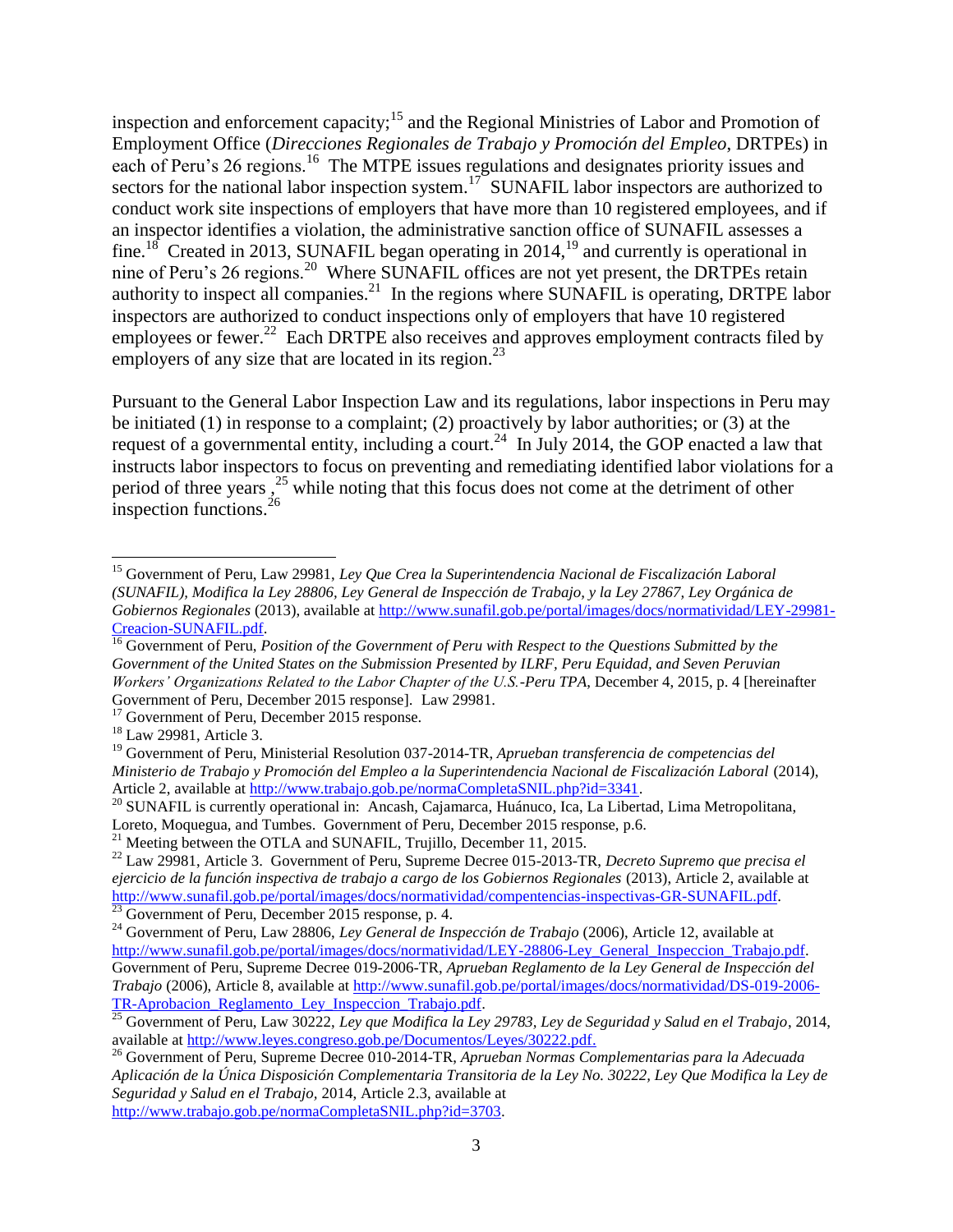inspection and enforcement capacity;[15] and the Regional Ministries of Labor and Promotion of Employment Office (*Direcciones Regionales de Trabajo y Promoción del Empleo*, DRTPEs) in each of Peru's 26 regions.[16] The MTPE issues regulations and designates priority issues and sectors for the national labor inspection system.[17] SUNAFIL labor inspectors are authorized to conduct work site inspections of employers that have more than 10 registered employees, and if an inspector identifies a violation, the administrative sanction office of SUNAFIL assesses a fine.[18] Created in 2013, SUNAFIL began operating in 2014,[19] and currently is operational in nine of Peru's 26 regions.[20] Where SUNAFIL offices are not yet present, the DRTPEs retain authority to inspect all companies.[21] In the regions where SUNAFIL is operating, DRTPE labor inspectors are authorized to conduct inspections only of employers that have 10 registered employees or fewer.[22] Each DRTPE also receives and approves employment contracts filed by employers of any size that are located in its region.[23]

Pursuant to the General Labor Inspection Law and its regulations, labor inspections in Peru may be initiated (1) in response to a complaint; (2) proactively by labor authorities; or (3) at the request of a governmental entity, including a court.[24] In July 2014, the GOP enacted a law that instructs labor inspectors to focus on preventing and remediating identified labor violations for a period of three years ,[25] while noting that this focus does not come at the detriment of other inspection functions.[26]

---

[15] Government of Peru, Law 29981, *Ley Que Crea la Superintendencia Nacional de Fiscalización Laboral (SUNAFIL), Modifica la Ley 28806, Ley General de Inspección de Trabajo, y la Ley 27867, Ley Orgánica de Gobiernos Regionales* (2013), available at http://www.sunafil.gob.pe/portal/images/docs/normatividad/LEY-29981-Creacion-SUNAFIL.pdf.

[16] Government of Peru, *Position of the Government of Peru with Respect to the Questions Submitted by the Government of the United States on the Submission Presented by ILRF, Peru Equidad, and Seven Peruvian Workers' Organizations Related to the Labor Chapter of the U.S.-Peru TPA*, December 4, 2015, p. 4 [hereinafter Government of Peru, December 2015 response]. Law 29981.

[17] Government of Peru, December 2015 response.

[18] Law 29981, Article 3.

[19] Government of Peru, Ministerial Resolution 037-2014-TR, *Aprueban transferencia de competencias del Ministerio de Trabajo y Promoción del Empleo a la Superintendencia Nacional de Fiscalización Laboral* (2014), Article 2, available at http://www.trabajo.gob.pe/normaCompletaSNIL.php?id=3341.

[20] SUNAFIL is currently operational in: Ancash, Cajamarca, Huánuco, Ica, La Libertad, Lima Metropolitana, Loreto, Moquegua, and Tumbes. Government of Peru, December 2015 response, p.6.

[21] Meeting between the OTLA and SUNAFIL, Trujillo, December 11, 2015.

[22] Law 29981, Article 3. Government of Peru, Supreme Decree 015-2013-TR, *Decreto Supremo que precisa el ejercicio de la función inspectiva de trabajo a cargo de los Gobiernos Regionales* (2013), Article 2, available at http://www.sunafil.gob.pe/portal/images/docs/normatividad/compentencias-inspectivas-GR-SUNAFIL.pdf.

[23] Government of Peru, December 2015 response, p. 4.

[24] Government of Peru, Law 28806, *Ley General de Inspección de Trabajo* (2006), Article 12, available at http://www.sunafil.gob.pe/portal/images/docs/normatividad/LEY-28806-Ley_General_Inspeccion_Trabajo.pdf. Government of Peru, Supreme Decree 019-2006-TR, *Aprueban Reglamento de la Ley General de Inspección del Trabajo* (2006), Article 8, available at http://www.sunafil.gob.pe/portal/images/docs/normatividad/DS-019-2006-TR-Aprobacion_Reglamento_Ley_Inspeccion_Trabajo.pdf.

[25] Government of Peru, Law 30222, *Ley que Modifica la Ley 29783, Ley de Seguridad y Salud en el Trabajo*, 2014, available at http://www.leyes.congreso.gob.pe/Documentos/Leyes/30222.pdf.

[26] Government of Peru, Supreme Decree 010-2014-TR, *Aprueban Normas Complementarias para la Adecuada Aplicación de la Única Disposición Complementaria Transitoria de la Ley No. 30222, Ley Que Modifica la Ley de Seguridad y Salud en el Trabajo*, 2014, Article 2.3, available at http://www.trabajo.gob.pe/normaCompletaSNIL.php?id=3703.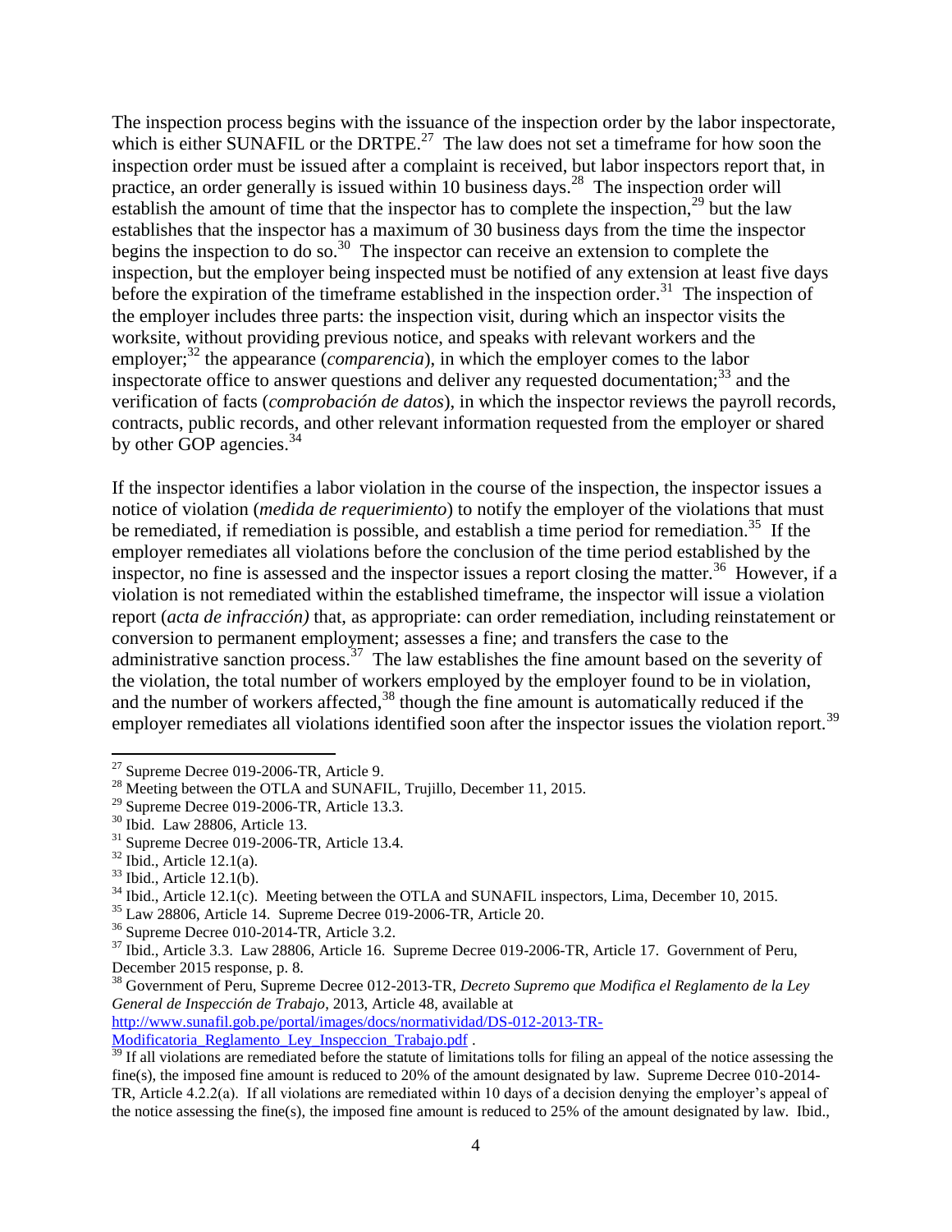The inspection process begins with the issuance of the inspection order by the labor inspectorate, which is either SUNAFIL or the DRTPE.[27] The law does not set a timeframe for how soon the inspection order must be issued after a complaint is received, but labor inspectors report that, in practice, an order generally is issued within 10 business days.[28] The inspection order will establish the amount of time that the inspector has to complete the inspection,[29] but the law establishes that the inspector has a maximum of 30 business days from the time the inspector begins the inspection to do so.[30] The inspector can receive an extension to complete the inspection, but the employer being inspected must be notified of any extension at least five days before the expiration of the timeframe established in the inspection order.[31] The inspection of the employer includes three parts: the inspection visit, during which an inspector visits the worksite, without providing previous notice, and speaks with relevant workers and the employer;[32] the appearance (*comparencia*), in which the employer comes to the labor inspectorate office to answer questions and deliver any requested documentation;[33] and the verification of facts (*comprobación de datos*), in which the inspector reviews the payroll records, contracts, public records, and other relevant information requested from the employer or shared by other GOP agencies.[34]

If the inspector identifies a labor violation in the course of the inspection, the inspector issues a notice of violation (*medida de requerimiento*) to notify the employer of the violations that must be remediated, if remediation is possible, and establish a time period for remediation.[35] If the employer remediates all violations before the conclusion of the time period established by the inspector, no fine is assessed and the inspector issues a report closing the matter.[36] However, if a violation is not remediated within the established timeframe, the inspector will issue a violation report (*acta de infracción)* that, as appropriate: can order remediation, including reinstatement or conversion to permanent employment; assesses a fine; and transfers the case to the administrative sanction process.[37] The law establishes the fine amount based on the severity of the violation, the total number of workers employed by the employer found to be in violation, and the number of workers affected,[38] though the fine amount is automatically reduced if the employer remediates all violations identified soon after the inspector issues the violation report.[39]

---

[27] Supreme Decree 019-2006-TR, Article 9.

[28] Meeting between the OTLA and SUNAFIL, Trujillo, December 11, 2015.

[29] Supreme Decree 019-2006-TR, Article 13.3.

[30] Ibid. Law 28806, Article 13.

[31] Supreme Decree 019-2006-TR, Article 13.4.

[32] Ibid., Article 12.1(a).

[33] Ibid., Article 12.1(b).

[34] Ibid., Article 12.1(c). Meeting between the OTLA and SUNAFIL inspectors, Lima, December 10, 2015.

[35] Law 28806, Article 14. Supreme Decree 019-2006-TR, Article 20.

[36] Supreme Decree 010-2014-TR, Article 3.2.

[37] Ibid., Article 3.3. Law 28806, Article 16. Supreme Decree 019-2006-TR, Article 17. Government of Peru, December 2015 response, p. 8.

[38] Government of Peru, Supreme Decree 012-2013-TR, *Decreto Supremo que Modifica el Reglamento de la Ley General de Inspección de Trabajo*, 2013, Article 48, available at http://www.sunafil.gob.pe/portal/images/docs/normatividad/DS-012-2013-TR-Modificatoria_Reglamento_Ley_Inspeccion_Trabajo.pdf .

[39] If all violations are remediated before the statute of limitations tolls for filing an appeal of the notice assessing the fine(s), the imposed fine amount is reduced to 20% of the amount designated by law. Supreme Decree 010-2014-TR, Article 4.2.2(a). If all violations are remediated within 10 days of a decision denying the employer's appeal of the notice assessing the fine(s), the imposed fine amount is reduced to 25% of the amount designated by law. Ibid.,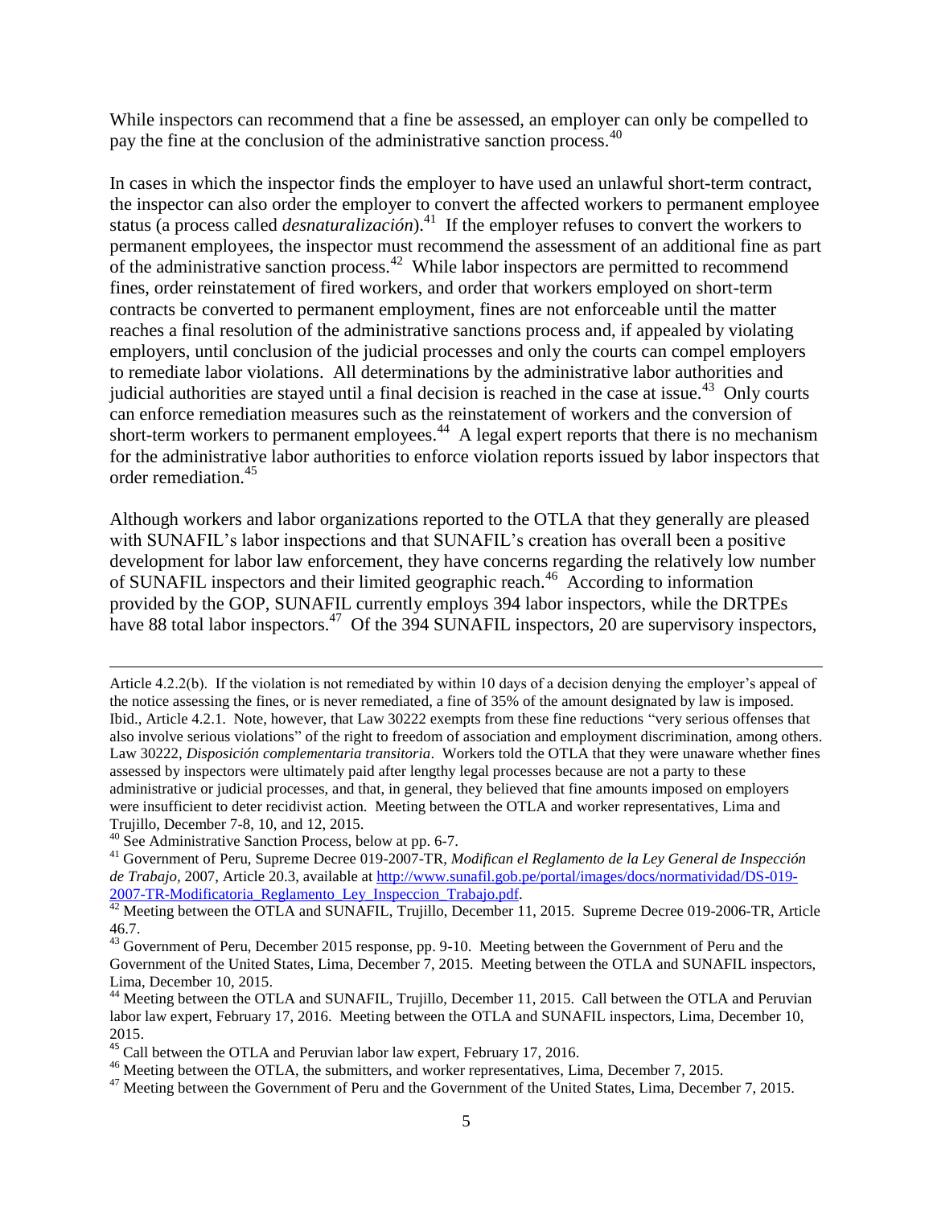While inspectors can recommend that a fine be assessed, an employer can only be compelled to pay the fine at the conclusion of the administrative sanction process.[40]

In cases in which the inspector finds the employer to have used an unlawful short-term contract, the inspector can also order the employer to convert the affected workers to permanent employee status (a process called *desnaturalización*).[41] If the employer refuses to convert the workers to permanent employees, the inspector must recommend the assessment of an additional fine as part of the administrative sanction process.[42] While labor inspectors are permitted to recommend fines, order reinstatement of fired workers, and order that workers employed on short-term contracts be converted to permanent employment, fines are not enforceable until the matter reaches a final resolution of the administrative sanctions process and, if appealed by violating employers, until conclusion of the judicial processes and only the courts can compel employers to remediate labor violations. All determinations by the administrative labor authorities and judicial authorities are stayed until a final decision is reached in the case at issue.[43] Only courts can enforce remediation measures such as the reinstatement of workers and the conversion of short-term workers to permanent employees.[44] A legal expert reports that there is no mechanism for the administrative labor authorities to enforce violation reports issued by labor inspectors that order remediation.[45]

Although workers and labor organizations reported to the OTLA that they generally are pleased with SUNAFIL's labor inspections and that SUNAFIL's creation has overall been a positive development for labor law enforcement, they have concerns regarding the relatively low number of SUNAFIL inspectors and their limited geographic reach.[46] According to information provided by the GOP, SUNAFIL currently employs 394 labor inspectors, while the DRTPEs have 88 total labor inspectors.[47] Of the 394 SUNAFIL inspectors, 20 are supervisory inspectors,

---

Article 4.2.2(b). If the violation is not remediated by within 10 days of a decision denying the employer's appeal of the notice assessing the fines, or is never remediated, a fine of 35% of the amount designated by law is imposed. Ibid., Article 4.2.1. Note, however, that Law 30222 exempts from these fine reductions "very serious offenses that also involve serious violations" of the right to freedom of association and employment discrimination, among others. Law 30222, *Disposición complementaria transitoria*. Workers told the OTLA that they were unaware whether fines assessed by inspectors were ultimately paid after lengthy legal processes because are not a party to these administrative or judicial processes, and that, in general, they believed that fine amounts imposed on employers were insufficient to deter recidivist action. Meeting between the OTLA and worker representatives, Lima and Trujillo, December 7-8, 10, and 12, 2015.

[40] See Administrative Sanction Process, below at pp. 6-7.

[41] Government of Peru, Supreme Decree 019-2007-TR, *Modifican el Reglamento de la Ley General de Inspección de Trabajo*, 2007, Article 20.3, available at http://www.sunafil.gob.pe/portal/images/docs/normatividad/DS-019-2007-TR-Modificatoria_Reglamento_Ley_Inspeccion_Trabajo.pdf.

[42] Meeting between the OTLA and SUNAFIL, Trujillo, December 11, 2015. Supreme Decree 019-2006-TR, Article 46.7.

[43] Government of Peru, December 2015 response, pp. 9-10. Meeting between the Government of Peru and the Government of the United States, Lima, December 7, 2015. Meeting between the OTLA and SUNAFIL inspectors, Lima, December 10, 2015.

[44] Meeting between the OTLA and SUNAFIL, Trujillo, December 11, 2015. Call between the OTLA and Peruvian labor law expert, February 17, 2016. Meeting between the OTLA and SUNAFIL inspectors, Lima, December 10, 2015.

[45] Call between the OTLA and Peruvian labor law expert, February 17, 2016.

[46] Meeting between the OTLA, the submitters, and worker representatives, Lima, December 7, 2015.

[47] Meeting between the Government of Peru and the Government of the United States, Lima, December 7, 2015.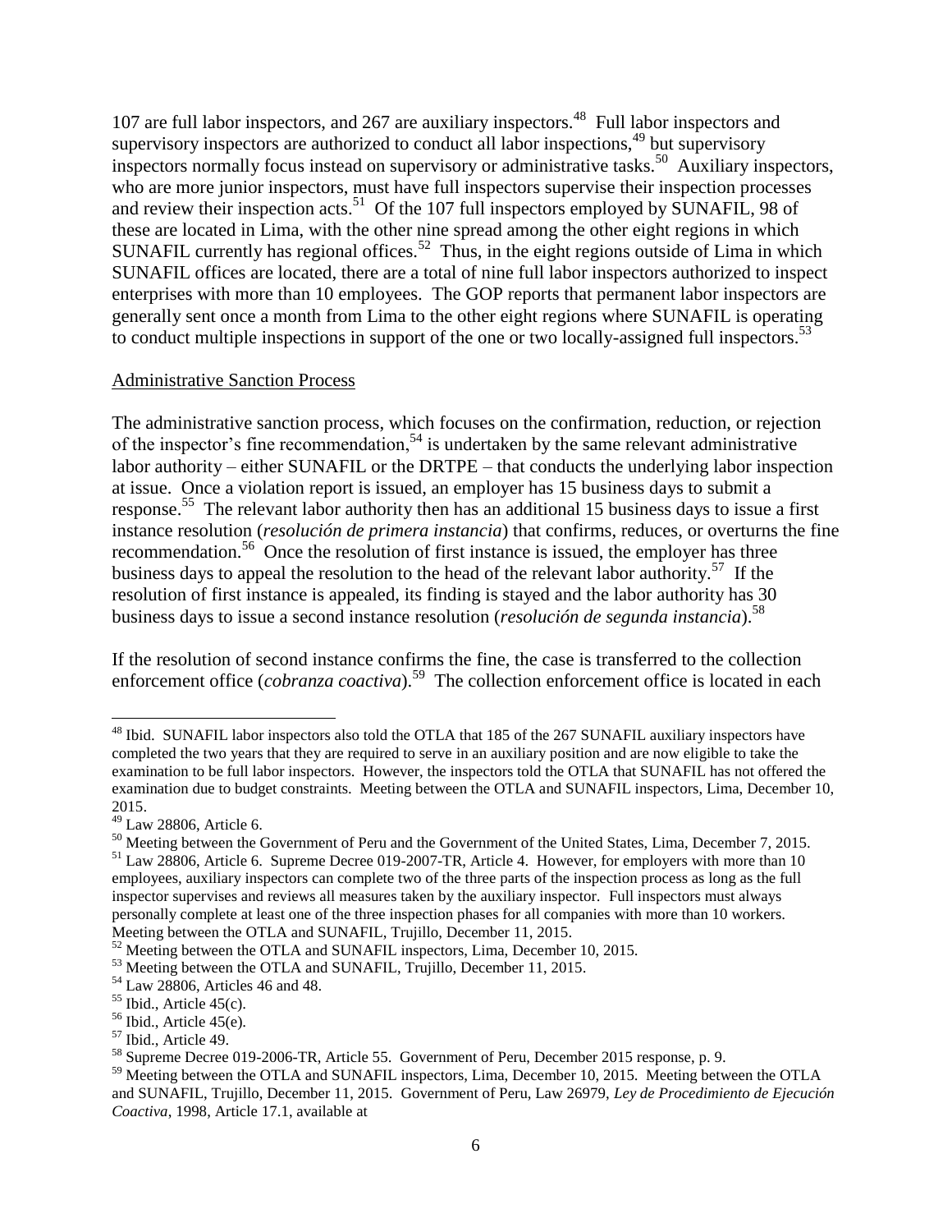107 are full labor inspectors, and 267 are auxiliary inspectors.[48] Full labor inspectors and supervisory inspectors are authorized to conduct all labor inspections,[49] but supervisory inspectors normally focus instead on supervisory or administrative tasks.[50] Auxiliary inspectors, who are more junior inspectors, must have full inspectors supervise their inspection processes and review their inspection acts.[51] Of the 107 full inspectors employed by SUNAFIL, 98 of these are located in Lima, with the other nine spread among the other eight regions in which SUNAFIL currently has regional offices.[52] Thus, in the eight regions outside of Lima in which SUNAFIL offices are located, there are a total of nine full labor inspectors authorized to inspect enterprises with more than 10 employees. The GOP reports that permanent labor inspectors are generally sent once a month from Lima to the other eight regions where SUNAFIL is operating to conduct multiple inspections in support of the one or two locally-assigned full inspectors.[53]

Administrative Sanction Process

The administrative sanction process, which focuses on the confirmation, reduction, or rejection of the inspector's fine recommendation,[54] is undertaken by the same relevant administrative labor authority – either SUNAFIL or the DRTPE – that conducts the underlying labor inspection at issue. Once a violation report is issued, an employer has 15 business days to submit a response.[55] The relevant labor authority then has an additional 15 business days to issue a first instance resolution (*resolución de primera instancia*) that confirms, reduces, or overturns the fine recommendation.[56] Once the resolution of first instance is issued, the employer has three business days to appeal the resolution to the head of the relevant labor authority.[57] If the resolution of first instance is appealed, its finding is stayed and the labor authority has 30 business days to issue a second instance resolution (*resolución de segunda instancia*).[58]

If the resolution of second instance confirms the fine, the case is transferred to the collection enforcement office (*cobranza coactiva*).[59] The collection enforcement office is located in each

---

[48] Ibid. SUNAFIL labor inspectors also told the OTLA that 185 of the 267 SUNAFIL auxiliary inspectors have completed the two years that they are required to serve in an auxiliary position and are now eligible to take the examination to be full labor inspectors. However, the inspectors told the OTLA that SUNAFIL has not offered the examination due to budget constraints. Meeting between the OTLA and SUNAFIL inspectors, Lima, December 10, 2015.

[49] Law 28806, Article 6.

[50] Meeting between the Government of Peru and the Government of the United States, Lima, December 7, 2015.

[51] Law 28806, Article 6. Supreme Decree 019-2007-TR, Article 4. However, for employers with more than 10 employees, auxiliary inspectors can complete two of the three parts of the inspection process as long as the full inspector supervises and reviews all measures taken by the auxiliary inspector. Full inspectors must always personally complete at least one of the three inspection phases for all companies with more than 10 workers. Meeting between the OTLA and SUNAFIL, Trujillo, December 11, 2015.

[52] Meeting between the OTLA and SUNAFIL inspectors, Lima, December 10, 2015.

[53] Meeting between the OTLA and SUNAFIL, Trujillo, December 11, 2015.

[54] Law 28806, Articles 46 and 48.

[55] Ibid., Article 45(c).

[56] Ibid., Article 45(e).

[57] Ibid., Article 49.

[58] Supreme Decree 019-2006-TR, Article 55. Government of Peru, December 2015 response, p. 9.

[59] Meeting between the OTLA and SUNAFIL inspectors, Lima, December 10, 2015. Meeting between the OTLA and SUNAFIL, Trujillo, December 11, 2015. Government of Peru, Law 26979, *Ley de Procedimiento de Ejecución Coactiva*, 1998, Article 17.1, available at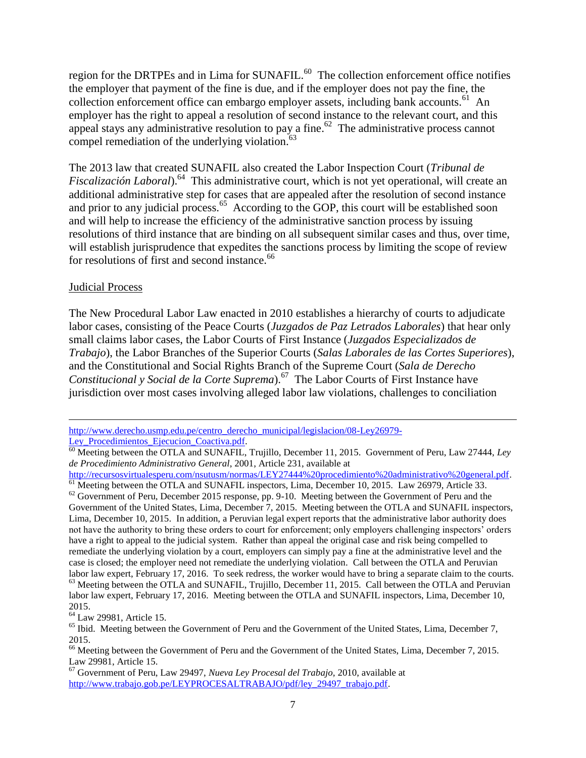region for the DRTPEs and in Lima for SUNAFIL.[60] The collection enforcement office notifies the employer that payment of the fine is due, and if the employer does not pay the fine, the collection enforcement office can embargo employer assets, including bank accounts.[61] An employer has the right to appeal a resolution of second instance to the relevant court, and this appeal stays any administrative resolution to pay a fine.[62] The administrative process cannot compel remediation of the underlying violation.[63]

The 2013 law that created SUNAFIL also created the Labor Inspection Court (*Tribunal de Fiscalización Laboral*).[64] This administrative court, which is not yet operational, will create an additional administrative step for cases that are appealed after the resolution of second instance and prior to any judicial process.[65] According to the GOP, this court will be established soon and will help to increase the efficiency of the administrative sanction process by issuing resolutions of third instance that are binding on all subsequent similar cases and thus, over time, will establish jurisprudence that expedites the sanctions process by limiting the scope of review for resolutions of first and second instance.[66]

<u>Judicial Process</u>

The New Procedural Labor Law enacted in 2010 establishes a hierarchy of courts to adjudicate labor cases, consisting of the Peace Courts (*Juzgados de Paz Letrados Laborales*) that hear only small claims labor cases, the Labor Courts of First Instance (*Juzgados Especializados de Trabajo*), the Labor Branches of the Superior Courts (*Salas Laborales de las Cortes Superiores*), and the Constitutional and Social Rights Branch of the Supreme Court (*Sala de Derecho Constitucional y Social de la Corte Suprema*).[67] The Labor Courts of First Instance have jurisdiction over most cases involving alleged labor law violations, challenges to conciliation

---

http://www.derecho.usmp.edu.pe/centro_derecho_municipal/legislacion/08-Ley26979-Ley_Procedimientos_Ejecucion_Coactiva.pdf.

[60] Meeting between the OTLA and SUNAFIL, Trujillo, December 11, 2015. Government of Peru, Law 27444, *Ley de Procedimiento Administrativo General*, 2001, Article 231, available at http://recursosvirtualesperu.com/nsutusm/normas/LEY27444%20procedimiento%20administrativo%20general.pdf.

[61] Meeting between the OTLA and SUNAFIL inspectors, Lima, December 10, 2015. Law 26979, Article 33.

[62] Government of Peru, December 2015 response, pp. 9-10. Meeting between the Government of Peru and the Government of the United States, Lima, December 7, 2015. Meeting between the OTLA and SUNAFIL inspectors, Lima, December 10, 2015. In addition, a Peruvian legal expert reports that the administrative labor authority does not have the authority to bring these orders to court for enforcement; only employers challenging inspectors' orders have a right to appeal to the judicial system. Rather than appeal the original case and risk being compelled to remediate the underlying violation by a court, employers can simply pay a fine at the administrative level and the case is closed; the employer need not remediate the underlying violation. Call between the OTLA and Peruvian labor law expert, February 17, 2016. To seek redress, the worker would have to bring a separate claim to the courts.

[63] Meeting between the OTLA and SUNAFIL, Trujillo, December 11, 2015. Call between the OTLA and Peruvian labor law expert, February 17, 2016. Meeting between the OTLA and SUNAFIL inspectors, Lima, December 10, 2015.

[64] Law 29981, Article 15.

[65] Ibid. Meeting between the Government of Peru and the Government of the United States, Lima, December 7, 2015.

[66] Meeting between the Government of Peru and the Government of the United States, Lima, December 7, 2015. Law 29981, Article 15.

[67] Government of Peru, Law 29497, *Nueva Ley Procesal del Trabajo*, 2010, available at http://www.trabajo.gob.pe/LEYPROCESALTRABAJO/pdf/ley_29497_trabajo.pdf.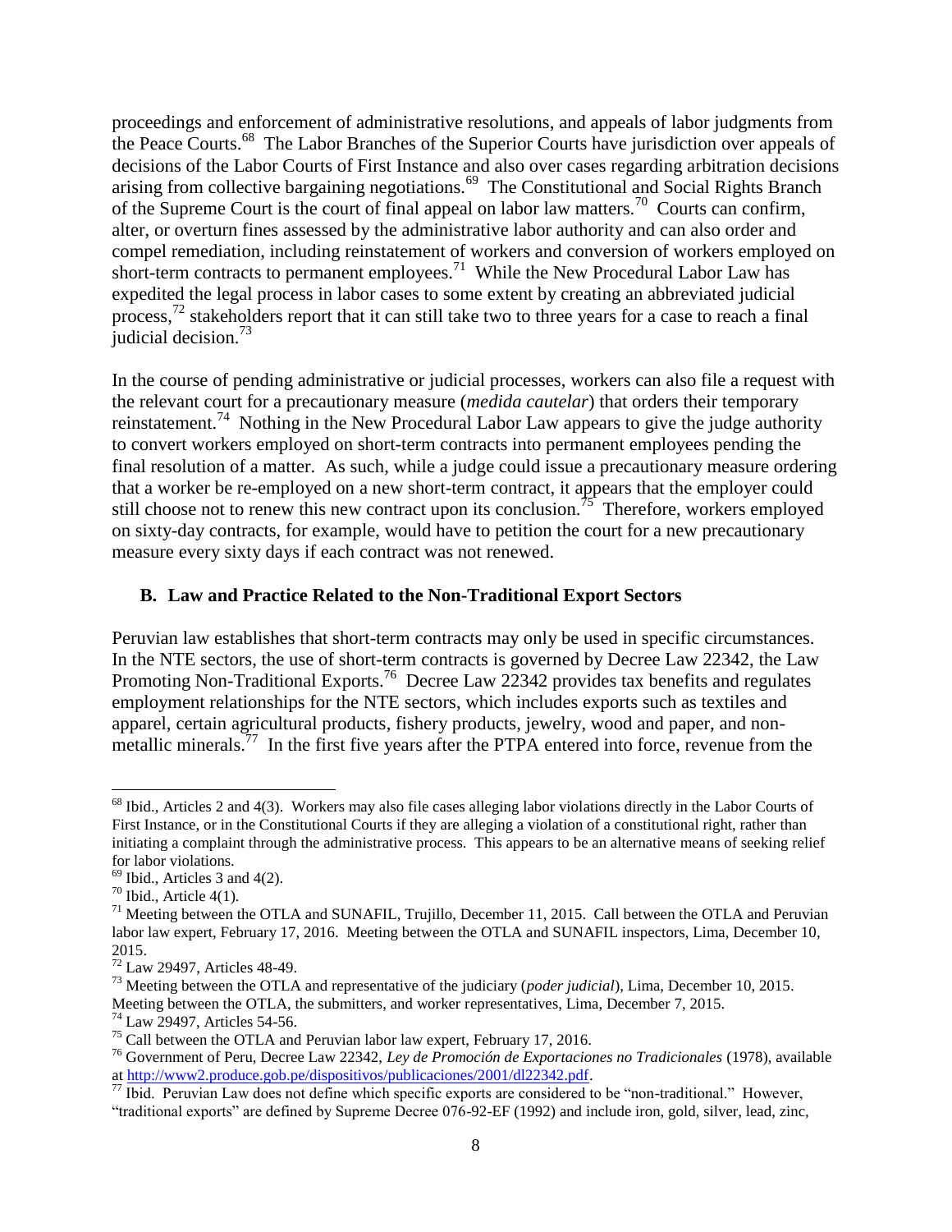proceedings and enforcement of administrative resolutions, and appeals of labor judgments from the Peace Courts.[68] The Labor Branches of the Superior Courts have jurisdiction over appeals of decisions of the Labor Courts of First Instance and also over cases regarding arbitration decisions arising from collective bargaining negotiations.[69] The Constitutional and Social Rights Branch of the Supreme Court is the court of final appeal on labor law matters.[70] Courts can confirm, alter, or overturn fines assessed by the administrative labor authority and can also order and compel remediation, including reinstatement of workers and conversion of workers employed on short-term contracts to permanent employees.[71] While the New Procedural Labor Law has expedited the legal process in labor cases to some extent by creating an abbreviated judicial process,[72] stakeholders report that it can still take two to three years for a case to reach a final judicial decision.[73]

In the course of pending administrative or judicial processes, workers can also file a request with the relevant court for a precautionary measure (*medida cautelar*) that orders their temporary reinstatement.[74] Nothing in the New Procedural Labor Law appears to give the judge authority to convert workers employed on short-term contracts into permanent employees pending the final resolution of a matter. As such, while a judge could issue a precautionary measure ordering that a worker be re-employed on a new short-term contract, it appears that the employer could still choose not to renew this new contract upon its conclusion.[75] Therefore, workers employed on sixty-day contracts, for example, would have to petition the court for a new precautionary measure every sixty days if each contract was not renewed.

### B. Law and Practice Related to the Non-Traditional Export Sectors

Peruvian law establishes that short-term contracts may only be used in specific circumstances. In the NTE sectors, the use of short-term contracts is governed by Decree Law 22342, the Law Promoting Non-Traditional Exports.[76] Decree Law 22342 provides tax benefits and regulates employment relationships for the NTE sectors, which includes exports such as textiles and apparel, certain agricultural products, fishery products, jewelry, wood and paper, and non-metallic minerals.[77] In the first five years after the PTPA entered into force, revenue from the

---

[68] Ibid., Articles 2 and 4(3). Workers may also file cases alleging labor violations directly in the Labor Courts of First Instance, or in the Constitutional Courts if they are alleging a violation of a constitutional right, rather than initiating a complaint through the administrative process. This appears to be an alternative means of seeking relief for labor violations.

[69] Ibid., Articles 3 and 4(2).

[70] Ibid., Article 4(1).

[71] Meeting between the OTLA and SUNAFIL, Trujillo, December 11, 2015. Call between the OTLA and Peruvian labor law expert, February 17, 2016. Meeting between the OTLA and SUNAFIL inspectors, Lima, December 10, 2015.

[72] Law 29497, Articles 48-49.

[73] Meeting between the OTLA and representative of the judiciary (*poder judicial*), Lima, December 10, 2015. Meeting between the OTLA, the submitters, and worker representatives, Lima, December 7, 2015.

[74] Law 29497, Articles 54-56.

[75] Call between the OTLA and Peruvian labor law expert, February 17, 2016.

[76] Government of Peru, Decree Law 22342, *Ley de Promoción de Exportaciones no Tradicionales* (1978), available at http://www2.produce.gob.pe/dispositivos/publicaciones/2001/dl22342.pdf.

[77] Ibid. Peruvian Law does not define which specific exports are considered to be "non-traditional." However, "traditional exports" are defined by Supreme Decree 076-92-EF (1992) and include iron, gold, silver, lead, zinc,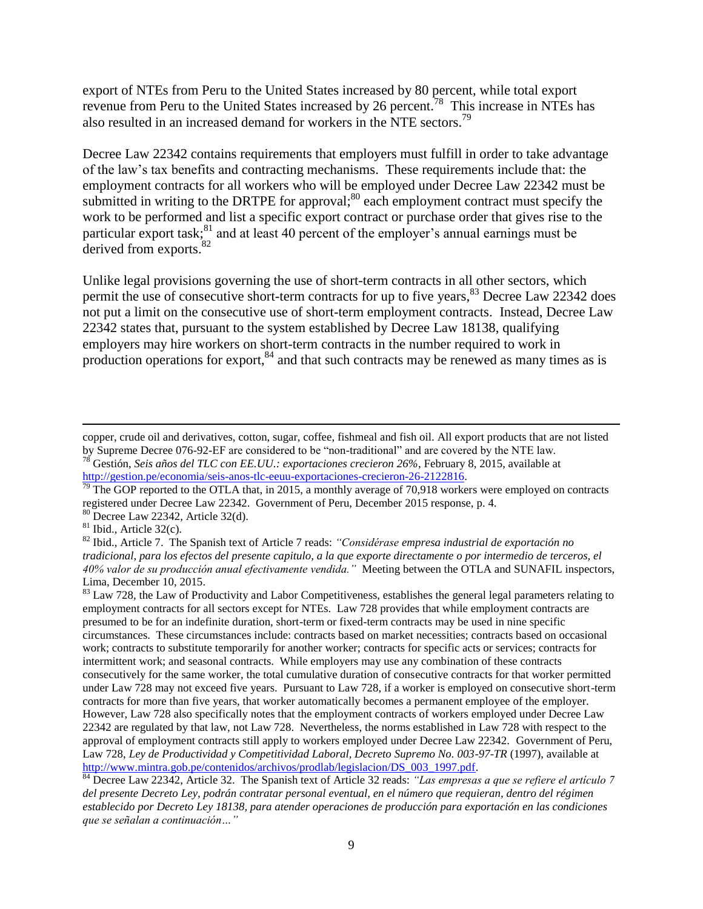export of NTEs from Peru to the United States increased by 80 percent, while total export revenue from Peru to the United States increased by 26 percent.[78] This increase in NTEs has also resulted in an increased demand for workers in the NTE sectors.[79]

Decree Law 22342 contains requirements that employers must fulfill in order to take advantage of the law's tax benefits and contracting mechanisms. These requirements include that: the employment contracts for all workers who will be employed under Decree Law 22342 must be submitted in writing to the DRTPE for approval;[80] each employment contract must specify the work to be performed and list a specific export contract or purchase order that gives rise to the particular export task;[81] and at least 40 percent of the employer's annual earnings must be derived from exports.[82]

Unlike legal provisions governing the use of short-term contracts in all other sectors, which permit the use of consecutive short-term contracts for up to five years,[83] Decree Law 22342 does not put a limit on the consecutive use of short-term employment contracts. Instead, Decree Law 22342 states that, pursuant to the system established by Decree Law 18138, qualifying employers may hire workers on short-term contracts in the number required to work in production operations for export,[84] and that such contracts may be renewed as many times as is

---

copper, crude oil and derivatives, cotton, sugar, coffee, fishmeal and fish oil. All export products that are not listed by Supreme Decree 076-92-EF are considered to be "non-traditional" and are covered by the NTE law.

[78] Gestión, *Seis años del TLC con EE.UU.: exportaciones crecieron 26%*, February 8, 2015, available at http://gestion.pe/economia/seis-anos-tlc-eeuu-exportaciones-crecieron-26-2122816.

[79] The GOP reported to the OTLA that, in 2015, a monthly average of 70,918 workers were employed on contracts registered under Decree Law 22342. Government of Peru, December 2015 response, p. 4.

[80] Decree Law 22342, Article 32(d).

[81] Ibid., Article 32(c).

[82] Ibid., Article 7. The Spanish text of Article 7 reads: *"Considérase empresa industrial de exportación no tradicional, para los efectos del presente capitulo, a la que exporte directamente o por intermedio de terceros, el 40% valor de su producción anual efectivamente vendida."* Meeting between the OTLA and SUNAFIL inspectors, Lima, December 10, 2015.

[83] Law 728, the Law of Productivity and Labor Competitiveness, establishes the general legal parameters relating to employment contracts for all sectors except for NTEs. Law 728 provides that while employment contracts are presumed to be for an indefinite duration, short-term or fixed-term contracts may be used in nine specific circumstances. These circumstances include: contracts based on market necessities; contracts based on occasional work; contracts to substitute temporarily for another worker; contracts for specific acts or services; contracts for intermittent work; and seasonal contracts. While employers may use any combination of these contracts consecutively for the same worker, the total cumulative duration of consecutive contracts for that worker permitted under Law 728 may not exceed five years. Pursuant to Law 728, if a worker is employed on consecutive short-term contracts for more than five years, that worker automatically becomes a permanent employee of the employer. However, Law 728 also specifically notes that the employment contracts of workers employed under Decree Law 22342 are regulated by that law, not Law 728. Nevertheless, the norms established in Law 728 with respect to the approval of employment contracts still apply to workers employed under Decree Law 22342. Government of Peru, Law 728, *Ley de Productividad y Competitividad Laboral, Decreto Supremo No. 003-97-TR* (1997), available at http://www.mintra.gob.pe/contenidos/archivos/prodlab/legislacion/DS_003_1997.pdf.

[84] Decree Law 22342, Article 32. The Spanish text of Article 32 reads: *"Las empresas a que se refiere el artículo 7 del presente Decreto Ley, podrán contratar personal eventual, en el número que requieran, dentro del régimen establecido por Decreto Ley 18138, para atender operaciones de producción para exportación en las condiciones que se señalan a continuación…"*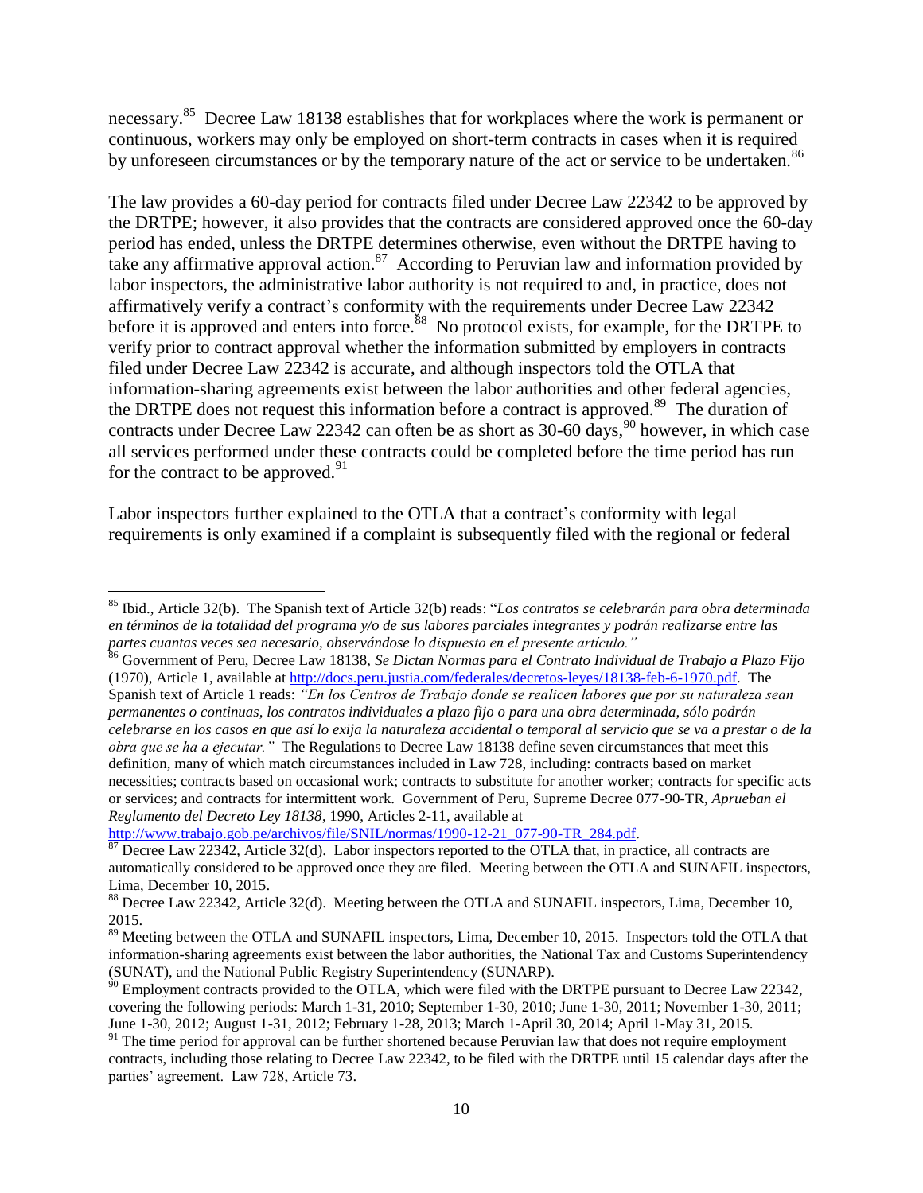necessary.[85] Decree Law 18138 establishes that for workplaces where the work is permanent or continuous, workers may only be employed on short-term contracts in cases when it is required by unforeseen circumstances or by the temporary nature of the act or service to be undertaken.[86]

The law provides a 60-day period for contracts filed under Decree Law 22342 to be approved by the DRTPE; however, it also provides that the contracts are considered approved once the 60-day period has ended, unless the DRTPE determines otherwise, even without the DRTPE having to take any affirmative approval action.[87] According to Peruvian law and information provided by labor inspectors, the administrative labor authority is not required to and, in practice, does not affirmatively verify a contract's conformity with the requirements under Decree Law 22342 before it is approved and enters into force.[88] No protocol exists, for example, for the DRTPE to verify prior to contract approval whether the information submitted by employers in contracts filed under Decree Law 22342 is accurate, and although inspectors told the OTLA that information-sharing agreements exist between the labor authorities and other federal agencies, the DRTPE does not request this information before a contract is approved.[89] The duration of contracts under Decree Law 22342 can often be as short as 30-60 days,[90] however, in which case all services performed under these contracts could be completed before the time period has run for the contract to be approved.[91]

Labor inspectors further explained to the OTLA that a contract's conformity with legal requirements is only examined if a complaint is subsequently filed with the regional or federal

---

[85] Ibid., Article 32(b). The Spanish text of Article 32(b) reads: "*Los contratos se celebrarán para obra determinada en términos de la totalidad del programa y/o de sus labores parciales integrantes y podrán realizarse entre las partes cuantas veces sea necesario, observándose lo dispuesto en el presente artículo.*"

[86] Government of Peru, Decree Law 18138, *Se Dictan Normas para el Contrato Individual de Trabajo a Plazo Fijo* (1970), Article 1, available at http://docs.peru.justia.com/federales/decretos-leyes/18138-feb-6-1970.pdf. The Spanish text of Article 1 reads: *"En los Centros de Trabajo donde se realicen labores que por su naturaleza sean permanentes o continuas, los contratos individuales a plazo fijo o para una obra determinada, sólo podrán celebrarse en los casos en que así lo exija la naturaleza accidental o temporal al servicio que se va a prestar o de la obra que se ha a ejecutar."* The Regulations to Decree Law 18138 define seven circumstances that meet this definition, many of which match circumstances included in Law 728, including: contracts based on market necessities; contracts based on occasional work; contracts to substitute for another worker; contracts for specific acts or services; and contracts for intermittent work. Government of Peru, Supreme Decree 077-90-TR, *Aprueban el Reglamento del Decreto Ley 18138*, 1990, Articles 2-11, available at http://www.trabajo.gob.pe/archivos/file/SNIL/normas/1990-12-21_077-90-TR_284.pdf.

[87] Decree Law 22342, Article 32(d). Labor inspectors reported to the OTLA that, in practice, all contracts are automatically considered to be approved once they are filed. Meeting between the OTLA and SUNAFIL inspectors, Lima, December 10, 2015.

[88] Decree Law 22342, Article 32(d). Meeting between the OTLA and SUNAFIL inspectors, Lima, December 10, 2015.

[89] Meeting between the OTLA and SUNAFIL inspectors, Lima, December 10, 2015. Inspectors told the OTLA that information-sharing agreements exist between the labor authorities, the National Tax and Customs Superintendency (SUNAT), and the National Public Registry Superintendency (SUNARP).

[90] Employment contracts provided to the OTLA, which were filed with the DRTPE pursuant to Decree Law 22342, covering the following periods: March 1-31, 2010; September 1-30, 2010; June 1-30, 2011; November 1-30, 2011; June 1-30, 2012; August 1-31, 2012; February 1-28, 2013; March 1-April 30, 2014; April 1-May 31, 2015.

[91] The time period for approval can be further shortened because Peruvian law that does not require employment contracts, including those relating to Decree Law 22342, to be filed with the DRTPE until 15 calendar days after the parties' agreement. Law 728, Article 73.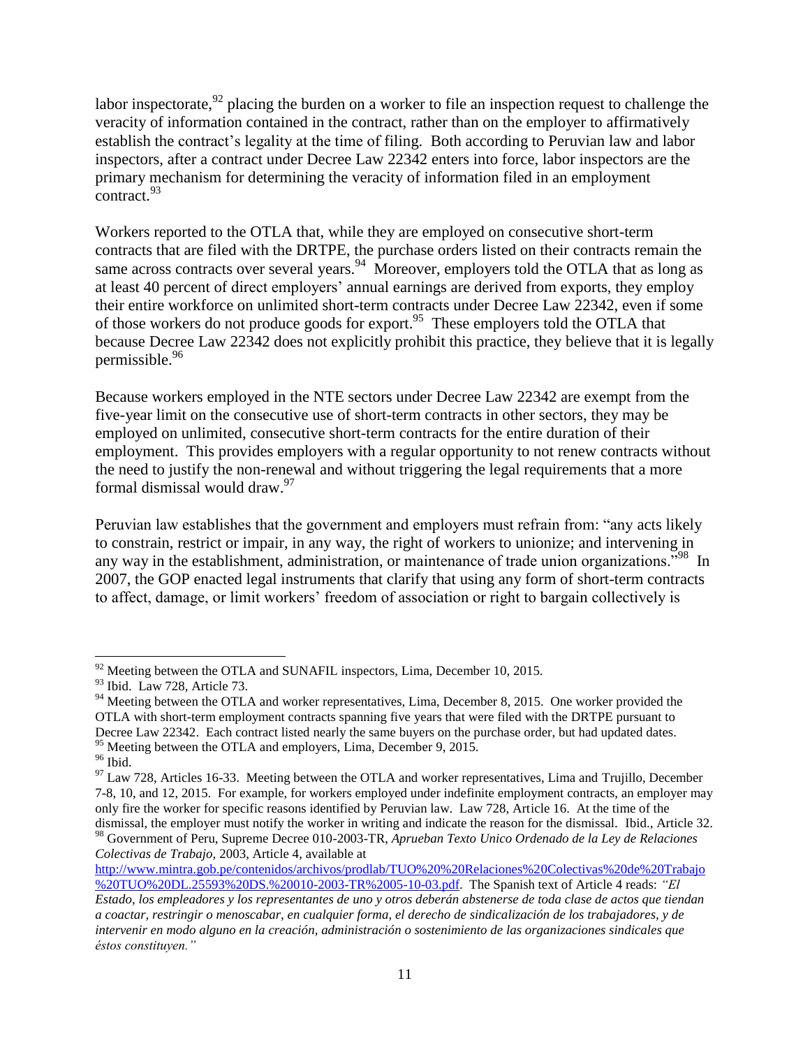labor inspectorate,[92] placing the burden on a worker to file an inspection request to challenge the veracity of information contained in the contract, rather than on the employer to affirmatively establish the contract's legality at the time of filing. Both according to Peruvian law and labor inspectors, after a contract under Decree Law 22342 enters into force, labor inspectors are the primary mechanism for determining the veracity of information filed in an employment contract.[93]

Workers reported to the OTLA that, while they are employed on consecutive short-term contracts that are filed with the DRTPE, the purchase orders listed on their contracts remain the same across contracts over several years.[94] Moreover, employers told the OTLA that as long as at least 40 percent of direct employers' annual earnings are derived from exports, they employ their entire workforce on unlimited short-term contracts under Decree Law 22342, even if some of those workers do not produce goods for export.[95] These employers told the OTLA that because Decree Law 22342 does not explicitly prohibit this practice, they believe that it is legally permissible.[96]

Because workers employed in the NTE sectors under Decree Law 22342 are exempt from the five-year limit on the consecutive use of short-term contracts in other sectors, they may be employed on unlimited, consecutive short-term contracts for the entire duration of their employment. This provides employers with a regular opportunity to not renew contracts without the need to justify the non-renewal and without triggering the legal requirements that a more formal dismissal would draw.[97]

Peruvian law establishes that the government and employers must refrain from: "any acts likely to constrain, restrict or impair, in any way, the right of workers to unionize; and intervening in any way in the establishment, administration, or maintenance of trade union organizations."[98] In 2007, the GOP enacted legal instruments that clarify that using any form of short-term contracts to affect, damage, or limit workers' freedom of association or right to bargain collectively is

---

[92] Meeting between the OTLA and SUNAFIL inspectors, Lima, December 10, 2015.

[93] Ibid. Law 728, Article 73.

[94] Meeting between the OTLA and worker representatives, Lima, December 8, 2015. One worker provided the OTLA with short-term employment contracts spanning five years that were filed with the DRTPE pursuant to Decree Law 22342. Each contract listed nearly the same buyers on the purchase order, but had updated dates.

[95] Meeting between the OTLA and employers, Lima, December 9, 2015.

[96] Ibid.

[97] Law 728, Articles 16-33. Meeting between the OTLA and worker representatives, Lima and Trujillo, December 7-8, 10, and 12, 2015. For example, for workers employed under indefinite employment contracts, an employer may only fire the worker for specific reasons identified by Peruvian law. Law 728, Article 16. At the time of the dismissal, the employer must notify the worker in writing and indicate the reason for the dismissal. Ibid., Article 32.

[98] Government of Peru, Supreme Decree 010-2003-TR, *Aprueban Texto Unico Ordenado de la Ley de Relaciones Colectivas de Trabajo*, 2003, Article 4, available at http://www.mintra.gob.pe/contenidos/archivos/prodlab/TUO%20%20Relaciones%20Colectivas%20de%20Trabajo%20TUO%20DL.25593%20DS.%20010-2003-TR%2005-10-03.pdf. The Spanish text of Article 4 reads: *"El Estado, los empleadores y los representantes de uno y otros deberán abstenerse de toda clase de actos que tiendan a coactar, restringir o menoscabar, en cualquier forma, el derecho de sindicalización de los trabajadores, y de intervenir en modo alguno en la creación, administración o sostenimiento de las organizaciones sindicales que éstos constituyen."*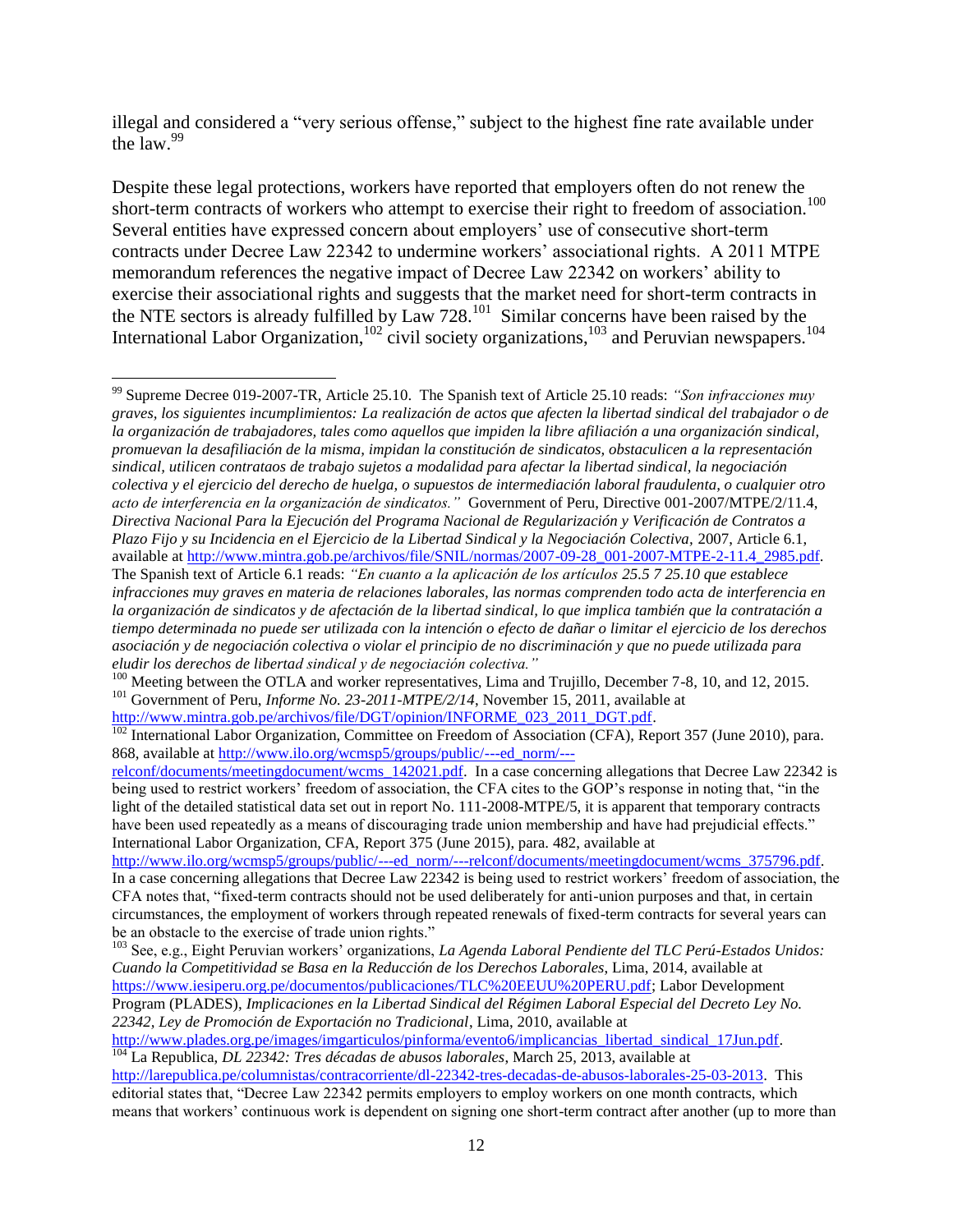illegal and considered a "very serious offense," subject to the highest fine rate available under the law.[99]

Despite these legal protections, workers have reported that employers often do not renew the short-term contracts of workers who attempt to exercise their right to freedom of association.[100] Several entities have expressed concern about employers' use of consecutive short-term contracts under Decree Law 22342 to undermine workers' associational rights. A 2011 MTPE memorandum references the negative impact of Decree Law 22342 on workers' ability to exercise their associational rights and suggests that the market need for short-term contracts in the NTE sectors is already fulfilled by Law 728.[101] Similar concerns have been raised by the International Labor Organization,[102] civil society organizations,[103] and Peruvian newspapers.[104]

---

[99] Supreme Decree 019-2007-TR, Article 25.10. The Spanish text of Article 25.10 reads: *"Son infracciones muy graves, los siguientes incumplimientos: La realización de actos que afecten la libertad sindical del trabajador o de la organización de trabajadores, tales como aquellos que impiden la libre afiliación a una organización sindical, promuevan la desafiliación de la misma, impidan la constitución de sindicatos, obstaculicen a la representación sindical, utilicen contrataos de trabajo sujetos a modalidad para afectar la libertad sindical, la negociación colectiva y el ejercicio del derecho de huelga, o supuestos de intermediación laboral fraudulenta, o cualquier otro acto de interferencia en la organización de sindicatos."* Government of Peru, Directive 001-2007/MTPE/2/11.4, *Directiva Nacional Para la Ejecución del Programa Nacional de Regularización y Verificación de Contratos a Plazo Fijo y su Incidencia en el Ejercicio de la Libertad Sindical y la Negociación Colectiva,* 2007, Article 6.1, available at http://www.mintra.gob.pe/archivos/file/SNIL/normas/2007-09-28_001-2007-MTPE-2-11.4_2985.pdf. The Spanish text of Article 6.1 reads: *"En cuanto a la aplicación de los artículos 25.5 7 25.10 que establece infracciones muy graves en materia de relaciones laborales, las normas comprenden todo acta de interferencia en la organización de sindicatos y de afectación de la libertad sindical, lo que implica también que la contratación a tiempo determinada no puede ser utilizada con la intención o efecto de dañar o limitar el ejercicio de los derechos asociación y de negociación colectiva o violar el principio de no discriminación y que no puede utilizada para eludir los derechos de libertad sindical y de negociación colectiva."*

[100] Meeting between the OTLA and worker representatives, Lima and Trujillo, December 7-8, 10, and 12, 2015.

[101] Government of Peru, *Informe No. 23-2011-MTPE/2/14*, November 15, 2011, available at http://www.mintra.gob.pe/archivos/file/DGT/opinion/INFORME_023_2011_DGT.pdf.

[102] International Labor Organization, Committee on Freedom of Association (CFA), Report 357 (June 2010), para. 868, available at http://www.ilo.org/wcmsp5/groups/public/---ed_norm/---relconf/documents/meetingdocument/wcms_142021.pdf. In a case concerning allegations that Decree Law 22342 is being used to restrict workers' freedom of association, the CFA cites to the GOP's response in noting that, "in the light of the detailed statistical data set out in report No. 111-2008-MTPE/5, it is apparent that temporary contracts have been used repeatedly as a means of discouraging trade union membership and have had prejudicial effects." International Labor Organization, CFA, Report 375 (June 2015), para. 482, available at http://www.ilo.org/wcmsp5/groups/public/---ed_norm/---relconf/documents/meetingdocument/wcms_375796.pdf. In a case concerning allegations that Decree Law 22342 is being used to restrict workers' freedom of association, the CFA notes that, "fixed-term contracts should not be used deliberately for anti-union purposes and that, in certain circumstances, the employment of workers through repeated renewals of fixed-term contracts for several years can be an obstacle to the exercise of trade union rights."

[103] See, e.g., Eight Peruvian workers' organizations, *La Agenda Laboral Pendiente del TLC Perú-Estados Unidos: Cuando la Competitividad se Basa en la Reducción de los Derechos Laborales*, Lima, 2014, available at https://www.iesiperu.org.pe/documentos/publicaciones/TLC%20EEUU%20PERU.pdf; Labor Development Program (PLADES), *Implicaciones en la Libertad Sindical del Régimen Laboral Especial del Decreto Ley No. 22342, Ley de Promoción de Exportación no Tradicional*, Lima, 2010, available at http://www.plades.org.pe/images/imgarticulos/pinforma/evento6/implicancias_libertad_sindical_17Jun.pdf.

[104] La Republica, *DL 22342: Tres décadas de abusos laborales*, March 25, 2013, available at http://larepublica.pe/columnistas/contracorriente/dl-22342-tres-decadas-de-abusos-laborales-25-03-2013. This editorial states that, "Decree Law 22342 permits employers to employ workers on one month contracts, which means that workers' continuous work is dependent on signing one short-term contract after another (up to more than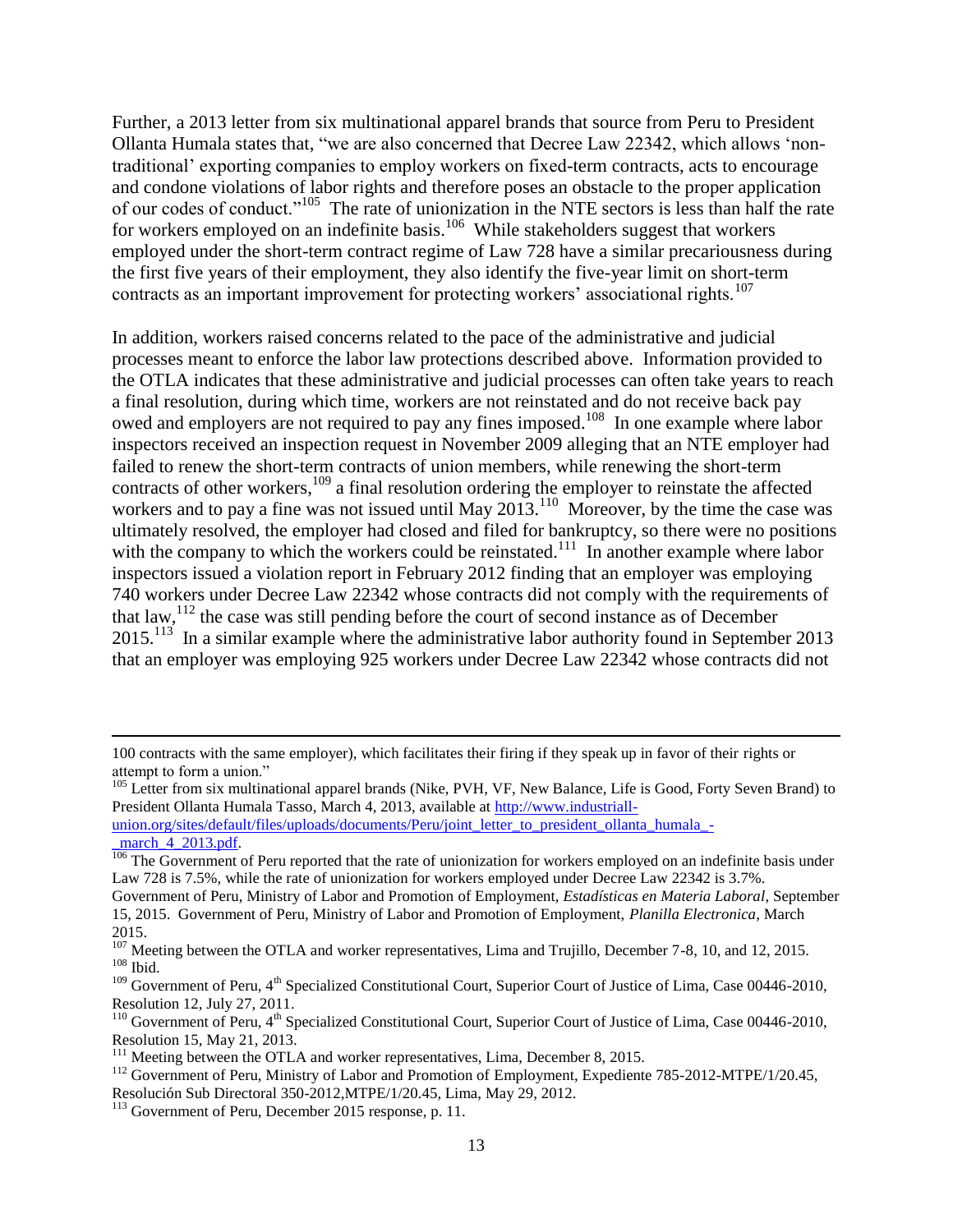Further, a 2013 letter from six multinational apparel brands that source from Peru to President Ollanta Humala states that, "we are also concerned that Decree Law 22342, which allows 'non-traditional' exporting companies to employ workers on fixed-term contracts, acts to encourage and condone violations of labor rights and therefore poses an obstacle to the proper application of our codes of conduct."[105] The rate of unionization in the NTE sectors is less than half the rate for workers employed on an indefinite basis.[106] While stakeholders suggest that workers employed under the short-term contract regime of Law 728 have a similar precariousness during the first five years of their employment, they also identify the five-year limit on short-term contracts as an important improvement for protecting workers' associational rights.[107]

In addition, workers raised concerns related to the pace of the administrative and judicial processes meant to enforce the labor law protections described above. Information provided to the OTLA indicates that these administrative and judicial processes can often take years to reach a final resolution, during which time, workers are not reinstated and do not receive back pay owed and employers are not required to pay any fines imposed.[108] In one example where labor inspectors received an inspection request in November 2009 alleging that an NTE employer had failed to renew the short-term contracts of union members, while renewing the short-term contracts of other workers,[109] a final resolution ordering the employer to reinstate the affected workers and to pay a fine was not issued until May 2013.[110] Moreover, by the time the case was ultimately resolved, the employer had closed and filed for bankruptcy, so there were no positions with the company to which the workers could be reinstated.[111] In another example where labor inspectors issued a violation report in February 2012 finding that an employer was employing 740 workers under Decree Law 22342 whose contracts did not comply with the requirements of that law,[112] the case was still pending before the court of second instance as of December 2015.[113] In a similar example where the administrative labor authority found in September 2013 that an employer was employing 925 workers under Decree Law 22342 whose contracts did not

---

100 contracts with the same employer), which facilitates their firing if they speak up in favor of their rights or attempt to form a union."

[105] Letter from six multinational apparel brands (Nike, PVH, VF, New Balance, Life is Good, Forty Seven Brand) to President Ollanta Humala Tasso, March 4, 2013, available at http://www.industriall-union.org/sites/default/files/uploads/documents/Peru/joint_letter_to_president_ollanta_humala_-_march_4_2013.pdf.

[106] The Government of Peru reported that the rate of unionization for workers employed on an indefinite basis under Law 728 is 7.5%, while the rate of unionization for workers employed under Decree Law 22342 is 3.7%. Government of Peru, Ministry of Labor and Promotion of Employment, *Estadísticas en Materia Laboral*, September 15, 2015. Government of Peru, Ministry of Labor and Promotion of Employment, *Planilla Electronica*, March 2015.

[107] Meeting between the OTLA and worker representatives, Lima and Trujillo, December 7-8, 10, and 12, 2015.

[108] Ibid.

[109] Government of Peru, 4th Specialized Constitutional Court, Superior Court of Justice of Lima, Case 00446-2010, Resolution 12, July 27, 2011.

[110] Government of Peru, 4th Specialized Constitutional Court, Superior Court of Justice of Lima, Case 00446-2010, Resolution 15, May 21, 2013.

[111] Meeting between the OTLA and worker representatives, Lima, December 8, 2015.

[112] Government of Peru, Ministry of Labor and Promotion of Employment, Expediente 785-2012-MTPE/1/20.45, Resolución Sub Directoral 350-2012,MTPE/1/20.45, Lima, May 29, 2012.

[113] Government of Peru, December 2015 response, p. 11.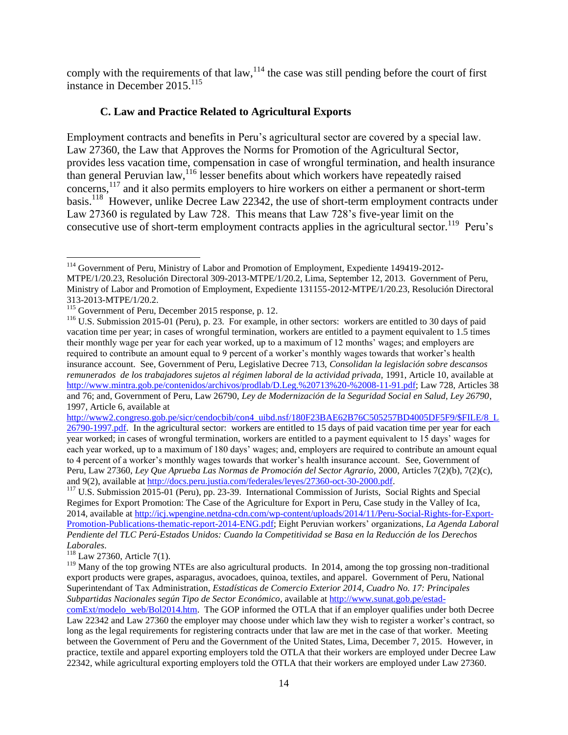comply with the requirements of that law,[114] the case was still pending before the court of first instance in December 2015.[115]

### C. Law and Practice Related to Agricultural Exports

Employment contracts and benefits in Peru's agricultural sector are covered by a special law. Law 27360, the Law that Approves the Norms for Promotion of the Agricultural Sector, provides less vacation time, compensation in case of wrongful termination, and health insurance than general Peruvian law,[116] lesser benefits about which workers have repeatedly raised concerns,[117] and it also permits employers to hire workers on either a permanent or short-term basis.[118] However, unlike Decree Law 22342, the use of short-term employment contracts under Law 27360 is regulated by Law 728. This means that Law 728's five-year limit on the consecutive use of short-term employment contracts applies in the agricultural sector.[119] Peru's

---

[114] Government of Peru, Ministry of Labor and Promotion of Employment, Expediente 149419-2012-MTPE/1/20.23, Resolución Directoral 309-2013-MTPE/1/20.2, Lima, September 12, 2013. Government of Peru, Ministry of Labor and Promotion of Employment, Expediente 131155-2012-MTPE/1/20.23, Resolución Directoral 313-2013-MTPE/1/20.2.

[115] Government of Peru, December 2015 response, p. 12.

[116] U.S. Submission 2015-01 (Peru), p. 23. For example, in other sectors: workers are entitled to 30 days of paid vacation time per year; in cases of wrongful termination, workers are entitled to a payment equivalent to 1.5 times their monthly wage per year for each year worked, up to a maximum of 12 months' wages; and employers are required to contribute an amount equal to 9 percent of a worker's monthly wages towards that worker's health insurance account. See, Government of Peru, Legislative Decree 713, *Consolidan la legislación sobre descansos remunerados de los trabajadores sujetos al régimen laboral de la actividad privada*, 1991, Article 10, available at http://www.mintra.gob.pe/contenidos/archivos/prodlab/D.Leg.%20713%20-%2008-11-91.pdf; Law 728, Articles 38 and 76; and, Government of Peru, Law 26790, *Ley de Modernización de la Seguridad Social en Salud, Ley 26790*, 1997, Article 6, available at http://www2.congreso.gob.pe/sicr/cendocbib/con4_uibd.nsf/180F23BAE62B76C505257BD4005DF5F9/$FILE/8_L26790-1997.pdf. In the agricultural sector: workers are entitled to 15 days of paid vacation time per year for each year worked; in cases of wrongful termination, workers are entitled to a payment equivalent to 15 days' wages for each year worked, up to a maximum of 180 days' wages; and, employers are required to contribute an amount equal to 4 percent of a worker's monthly wages towards that worker's health insurance account. See, Government of Peru, Law 27360, *Ley Que Aprueba Las Normas de Promoción del Sector Agrario*, 2000, Articles 7(2)(b), 7(2)(c), and 9(2), available at http://docs.peru.justia.com/federales/leyes/27360-oct-30-2000.pdf.

[117] U.S. Submission 2015-01 (Peru), pp. 23-39. International Commission of Jurists, Social Rights and Special Regimes for Export Promotion: The Case of the Agriculture for Export in Peru, Case study in the Valley of Ica, 2014, available at http://icj.wpengine.netdna-cdn.com/wp-content/uploads/2014/11/Peru-Social-Rights-for-Export-Promotion-Publications-thematic-report-2014-ENG.pdf; Eight Peruvian workers' organizations, *La Agenda Laboral Pendiente del TLC Perú-Estados Unidos: Cuando la Competitividad se Basa en la Reducción de los Derechos Laborales*.

[118] Law 27360, Article 7(1).

[119] Many of the top growing NTEs are also agricultural products. In 2014, among the top grossing non-traditional export products were grapes, asparagus, avocadoes, quinoa, textiles, and apparel. Government of Peru, National Superintendant of Tax Administration, *Estadísticas de Comercio Exterior 2014, Cuadro No. 17: Principales Subpartidas Nacionales según Tipo de Sector Económico*, available at http://www.sunat.gob.pe/estad-comExt/modelo_web/Bol2014.htm. The GOP informed the OTLA that if an employer qualifies under both Decree Law 22342 and Law 27360 the employer may choose under which law they wish to register a worker's contract, so long as the legal requirements for registering contracts under that law are met in the case of that worker. Meeting between the Government of Peru and the Government of the United States, Lima, December 7, 2015. However, in practice, textile and apparel exporting employers told the OTLA that their workers are employed under Decree Law 22342, while agricultural exporting employers told the OTLA that their workers are employed under Law 27360.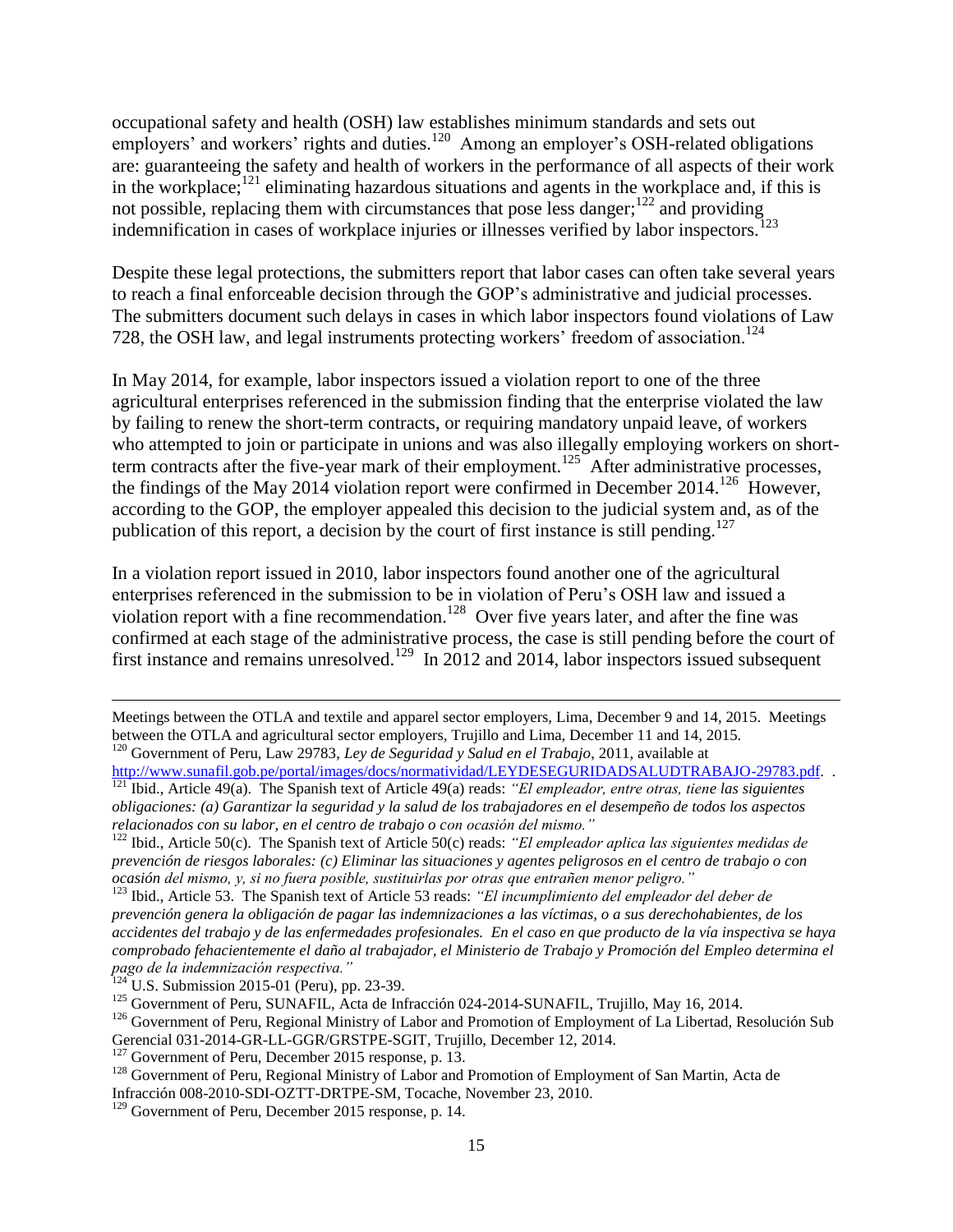occupational safety and health (OSH) law establishes minimum standards and sets out employers' and workers' rights and duties.[120] Among an employer's OSH-related obligations are: guaranteeing the safety and health of workers in the performance of all aspects of their work in the workplace;[121] eliminating hazardous situations and agents in the workplace and, if this is not possible, replacing them with circumstances that pose less danger;[122] and providing indemnification in cases of workplace injuries or illnesses verified by labor inspectors.[123]

Despite these legal protections, the submitters report that labor cases can often take several years to reach a final enforceable decision through the GOP's administrative and judicial processes. The submitters document such delays in cases in which labor inspectors found violations of Law 728, the OSH law, and legal instruments protecting workers' freedom of association.[124]

In May 2014, for example, labor inspectors issued a violation report to one of the three agricultural enterprises referenced in the submission finding that the enterprise violated the law by failing to renew the short-term contracts, or requiring mandatory unpaid leave, of workers who attempted to join or participate in unions and was also illegally employing workers on short-term contracts after the five-year mark of their employment.[125] After administrative processes, the findings of the May 2014 violation report were confirmed in December 2014.[126] However, according to the GOP, the employer appealed this decision to the judicial system and, as of the publication of this report, a decision by the court of first instance is still pending.[127]

In a violation report issued in 2010, labor inspectors found another one of the agricultural enterprises referenced in the submission to be in violation of Peru's OSH law and issued a violation report with a fine recommendation.[128] Over five years later, and after the fine was confirmed at each stage of the administrative process, the case is still pending before the court of first instance and remains unresolved.[129] In 2012 and 2014, labor inspectors issued subsequent

---

Meetings between the OTLA and textile and apparel sector employers, Lima, December 9 and 14, 2015. Meetings between the OTLA and agricultural sector employers, Trujillo and Lima, December 11 and 14, 2015.

[120] Government of Peru, Law 29783, *Ley de Seguridad y Salud en el Trabajo*, 2011, available at http://www.sunafil.gob.pe/portal/images/docs/normatividad/LEYDESEGURIDADSALUDTRABAJO-29783.pdf. .

[121] Ibid., Article 49(a). The Spanish text of Article 49(a) reads: *"El empleador, entre otras, tiene las siguientes obligaciones: (a) Garantizar la seguridad y la salud de los trabajadores en el desempeño de todos los aspectos relacionados con su labor, en el centro de trabajo o con ocasión del mismo."*

[122] Ibid., Article 50(c). The Spanish text of Article 50(c) reads: *"El empleador aplica las siguientes medidas de prevención de riesgos laborales: (c) Eliminar las situaciones y agentes peligrosos en el centro de trabajo o con ocasión del mismo, y, si no fuera posible, sustituirlas por otras que entrañen menor peligro."*

[123] Ibid., Article 53. The Spanish text of Article 53 reads: *"El incumplimiento del empleador del deber de prevención genera la obligación de pagar las indemnizaciones a las víctimas, o a sus derechohabientes, de los accidentes del trabajo y de las enfermedades profesionales. En el caso en que producto de la vía inspectiva se haya comprobado fehacientemente el daño al trabajador, el Ministerio de Trabajo y Promoción del Empleo determina el pago de la indemnización respectiva."*

[124] U.S. Submission 2015-01 (Peru), pp. 23-39.

[125] Government of Peru, SUNAFIL, Acta de Infracción 024-2014-SUNAFIL, Trujillo, May 16, 2014.

[126] Government of Peru, Regional Ministry of Labor and Promotion of Employment of La Libertad, Resolución Sub Gerencial 031-2014-GR-LL-GGR/GRSTPE-SGIT, Trujillo, December 12, 2014.

[127] Government of Peru, December 2015 response, p. 13.

[128] Government of Peru, Regional Ministry of Labor and Promotion of Employment of San Martin, Acta de Infracción 008-2010-SDI-OZTT-DRTPE-SM, Tocache, November 23, 2010.

[129] Government of Peru, December 2015 response, p. 14.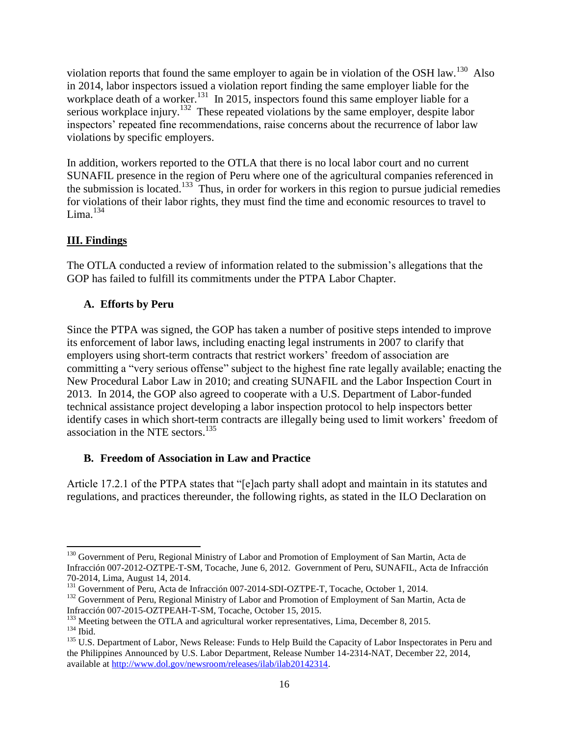violation reports that found the same employer to again be in violation of the OSH law.[130] Also in 2014, labor inspectors issued a violation report finding the same employer liable for the workplace death of a worker.[131] In 2015, inspectors found this same employer liable for a serious workplace injury.[132] These repeated violations by the same employer, despite labor inspectors' repeated fine recommendations, raise concerns about the recurrence of labor law violations by specific employers.

In addition, workers reported to the OTLA that there is no local labor court and no current SUNAFIL presence in the region of Peru where one of the agricultural companies referenced in the submission is located.[133] Thus, in order for workers in this region to pursue judicial remedies for violations of their labor rights, they must find the time and economic resources to travel to Lima.[134]

## III. Findings

The OTLA conducted a review of information related to the submission's allegations that the GOP has failed to fulfill its commitments under the PTPA Labor Chapter.

### A. Efforts by Peru

Since the PTPA was signed, the GOP has taken a number of positive steps intended to improve its enforcement of labor laws, including enacting legal instruments in 2007 to clarify that employers using short-term contracts that restrict workers' freedom of association are committing a "very serious offense" subject to the highest fine rate legally available; enacting the New Procedural Labor Law in 2010; and creating SUNAFIL and the Labor Inspection Court in 2013. In 2014, the GOP also agreed to cooperate with a U.S. Department of Labor-funded technical assistance project developing a labor inspection protocol to help inspectors better identify cases in which short-term contracts are illegally being used to limit workers' freedom of association in the NTE sectors.[135]

### B. Freedom of Association in Law and Practice

Article 17.2.1 of the PTPA states that "[e]ach party shall adopt and maintain in its statutes and regulations, and practices thereunder, the following rights, as stated in the ILO Declaration on

---

[130] Government of Peru, Regional Ministry of Labor and Promotion of Employment of San Martin, Acta de Infracción 007-2012-OZTPE-T-SM, Tocache, June 6, 2012. Government of Peru, SUNAFIL, Acta de Infracción 70-2014, Lima, August 14, 2014.

[131] Government of Peru, Acta de Infracción 007-2014-SDI-OZTPE-T, Tocache, October 1, 2014.

[132] Government of Peru, Regional Ministry of Labor and Promotion of Employment of San Martin, Acta de Infracción 007-2015-OZTPEAH-T-SM, Tocache, October 15, 2015.

[133] Meeting between the OTLA and agricultural worker representatives, Lima, December 8, 2015.

[134] Ibid.

[135] U.S. Department of Labor, News Release: Funds to Help Build the Capacity of Labor Inspectorates in Peru and the Philippines Announced by U.S. Labor Department, Release Number 14-2314-NAT, December 22, 2014, available at http://www.dol.gov/newsroom/releases/ilab/ilab20142314.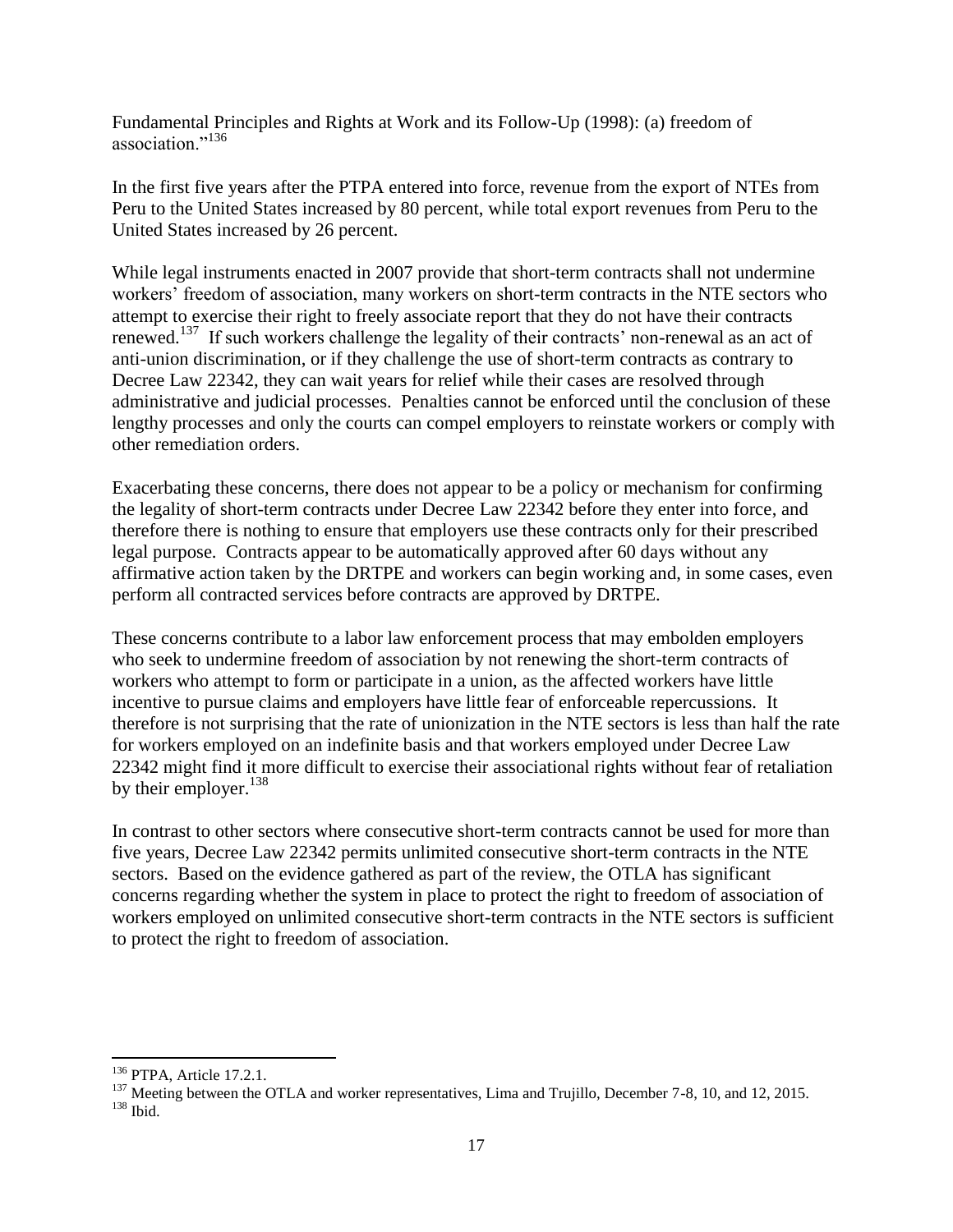Fundamental Principles and Rights at Work and its Follow-Up (1998): (a) freedom of association."[136]

In the first five years after the PTPA entered into force, revenue from the export of NTEs from Peru to the United States increased by 80 percent, while total export revenues from Peru to the United States increased by 26 percent.

While legal instruments enacted in 2007 provide that short-term contracts shall not undermine workers' freedom of association, many workers on short-term contracts in the NTE sectors who attempt to exercise their right to freely associate report that they do not have their contracts renewed.[137] If such workers challenge the legality of their contracts' non-renewal as an act of anti-union discrimination, or if they challenge the use of short-term contracts as contrary to Decree Law 22342, they can wait years for relief while their cases are resolved through administrative and judicial processes. Penalties cannot be enforced until the conclusion of these lengthy processes and only the courts can compel employers to reinstate workers or comply with other remediation orders.

Exacerbating these concerns, there does not appear to be a policy or mechanism for confirming the legality of short-term contracts under Decree Law 22342 before they enter into force, and therefore there is nothing to ensure that employers use these contracts only for their prescribed legal purpose. Contracts appear to be automatically approved after 60 days without any affirmative action taken by the DRTPE and workers can begin working and, in some cases, even perform all contracted services before contracts are approved by DRTPE.

These concerns contribute to a labor law enforcement process that may embolden employers who seek to undermine freedom of association by not renewing the short-term contracts of workers who attempt to form or participate in a union, as the affected workers have little incentive to pursue claims and employers have little fear of enforceable repercussions. It therefore is not surprising that the rate of unionization in the NTE sectors is less than half the rate for workers employed on an indefinite basis and that workers employed under Decree Law 22342 might find it more difficult to exercise their associational rights without fear of retaliation by their employer.[138]

In contrast to other sectors where consecutive short-term contracts cannot be used for more than five years, Decree Law 22342 permits unlimited consecutive short-term contracts in the NTE sectors. Based on the evidence gathered as part of the review, the OTLA has significant concerns regarding whether the system in place to protect the right to freedom of association of workers employed on unlimited consecutive short-term contracts in the NTE sectors is sufficient to protect the right to freedom of association.

---

[136] PTPA, Article 17.2.1.

[137] Meeting between the OTLA and worker representatives, Lima and Trujillo, December 7-8, 10, and 12, 2015.

[138] Ibid.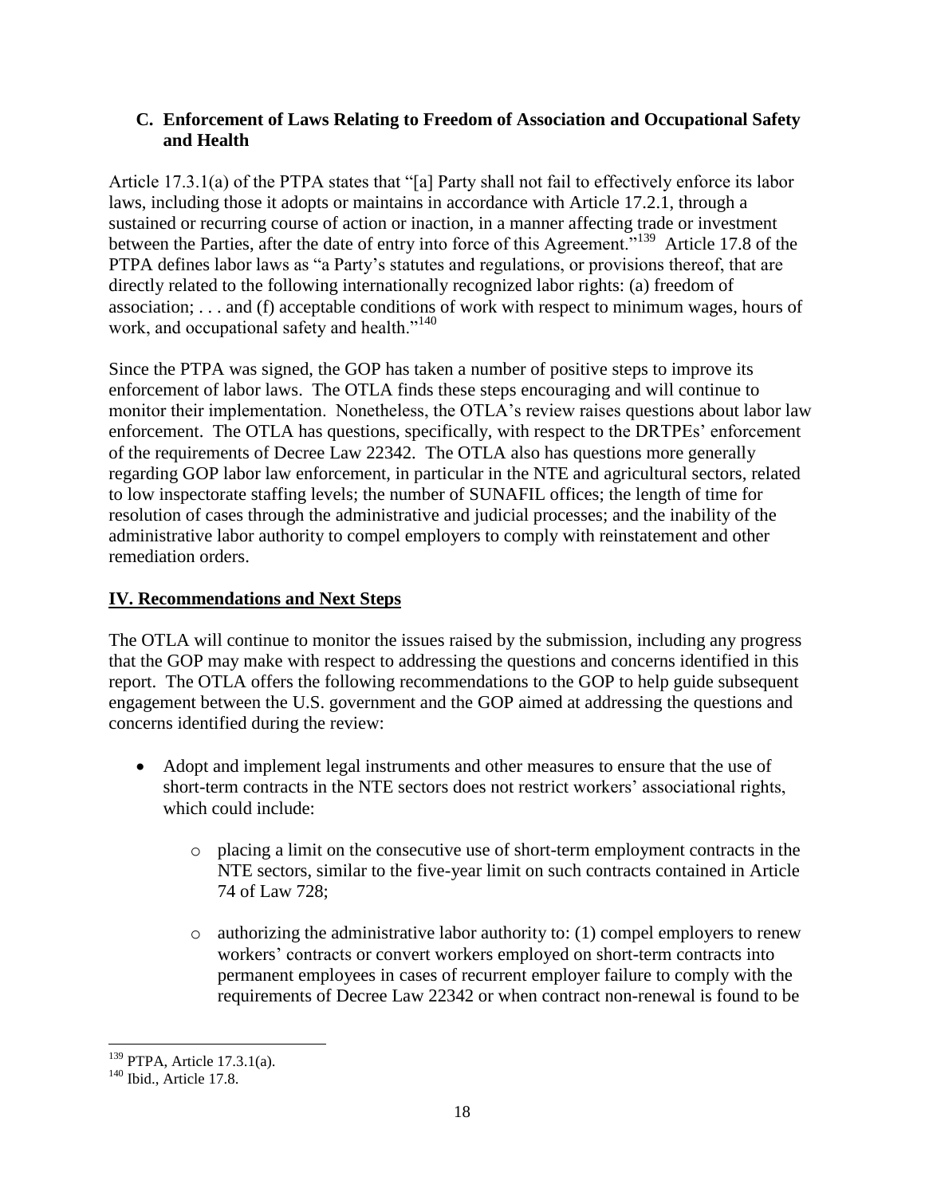### C. Enforcement of Laws Relating to Freedom of Association and Occupational Safety and Health

Article 17.3.1(a) of the PTPA states that "[a] Party shall not fail to effectively enforce its labor laws, including those it adopts or maintains in accordance with Article 17.2.1, through a sustained or recurring course of action or inaction, in a manner affecting trade or investment between the Parties, after the date of entry into force of this Agreement."[139] Article 17.8 of the PTPA defines labor laws as "a Party's statutes and regulations, or provisions thereof, that are directly related to the following internationally recognized labor rights: (a) freedom of association; . . . and (f) acceptable conditions of work with respect to minimum wages, hours of work, and occupational safety and health."[140]

Since the PTPA was signed, the GOP has taken a number of positive steps to improve its enforcement of labor laws. The OTLA finds these steps encouraging and will continue to monitor their implementation. Nonetheless, the OTLA's review raises questions about labor law enforcement. The OTLA has questions, specifically, with respect to the DRTPEs' enforcement of the requirements of Decree Law 22342. The OTLA also has questions more generally regarding GOP labor law enforcement, in particular in the NTE and agricultural sectors, related to low inspectorate staffing levels; the number of SUNAFIL offices; the length of time for resolution of cases through the administrative and judicial processes; and the inability of the administrative labor authority to compel employers to comply with reinstatement and other remediation orders.

## IV. Recommendations and Next Steps

The OTLA will continue to monitor the issues raised by the submission, including any progress that the GOP may make with respect to addressing the questions and concerns identified in this report. The OTLA offers the following recommendations to the GOP to help guide subsequent engagement between the U.S. government and the GOP aimed at addressing the questions and concerns identified during the review:

- Adopt and implement legal instruments and other measures to ensure that the use of short-term contracts in the NTE sectors does not restrict workers' associational rights, which could include:
    - placing a limit on the consecutive use of short-term employment contracts in the NTE sectors, similar to the five-year limit on such contracts contained in Article 74 of Law 728;
    - authorizing the administrative labor authority to: (1) compel employers to renew workers' contracts or convert workers employed on short-term contracts into permanent employees in cases of recurrent employer failure to comply with the requirements of Decree Law 22342 or when contract non-renewal is found to be

---

[139] PTPA, Article 17.3.1(a).

[140] Ibid., Article 17.8.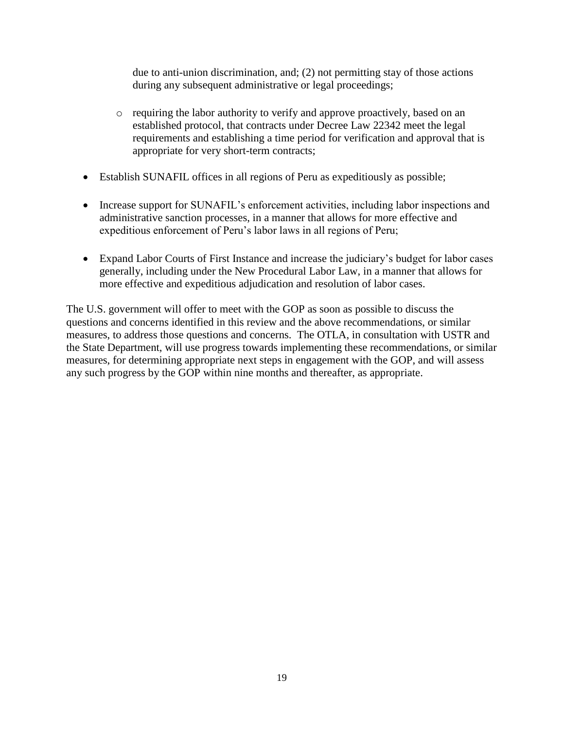due to anti-union discrimination, and; (2) not permitting stay of those actions during any subsequent administrative or legal proceedings;

  - requiring the labor authority to verify and approve proactively, based on an established protocol, that contracts under Decree Law 22342 meet the legal requirements and establishing a time period for verification and approval that is appropriate for very short-term contracts;

- Establish SUNAFIL offices in all regions of Peru as expeditiously as possible;

- Increase support for SUNAFIL's enforcement activities, including labor inspections and administrative sanction processes, in a manner that allows for more effective and expeditious enforcement of Peru's labor laws in all regions of Peru;

- Expand Labor Courts of First Instance and increase the judiciary's budget for labor cases generally, including under the New Procedural Labor Law, in a manner that allows for more effective and expeditious adjudication and resolution of labor cases.

The U.S. government will offer to meet with the GOP as soon as possible to discuss the questions and concerns identified in this review and the above recommendations, or similar measures, to address those questions and concerns. The OTLA, in consultation with USTR and the State Department, will use progress towards implementing these recommendations, or similar measures, for determining appropriate next steps in engagement with the GOP, and will assess any such progress by the GOP within nine months and thereafter, as appropriate.